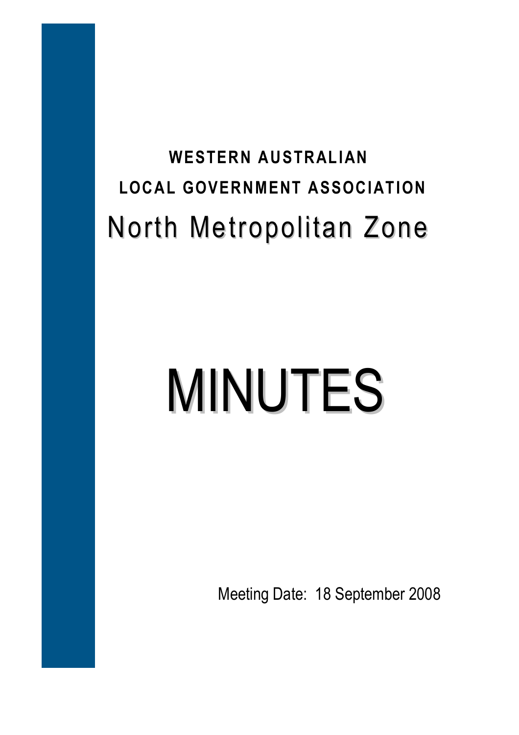**WESTERN AUSTRALIAN**

**LOCAL GOVERNMENT ASSOCIATION**

# North Metropolitan Zone

# MINUTES

Meeting Date: 18 September 2008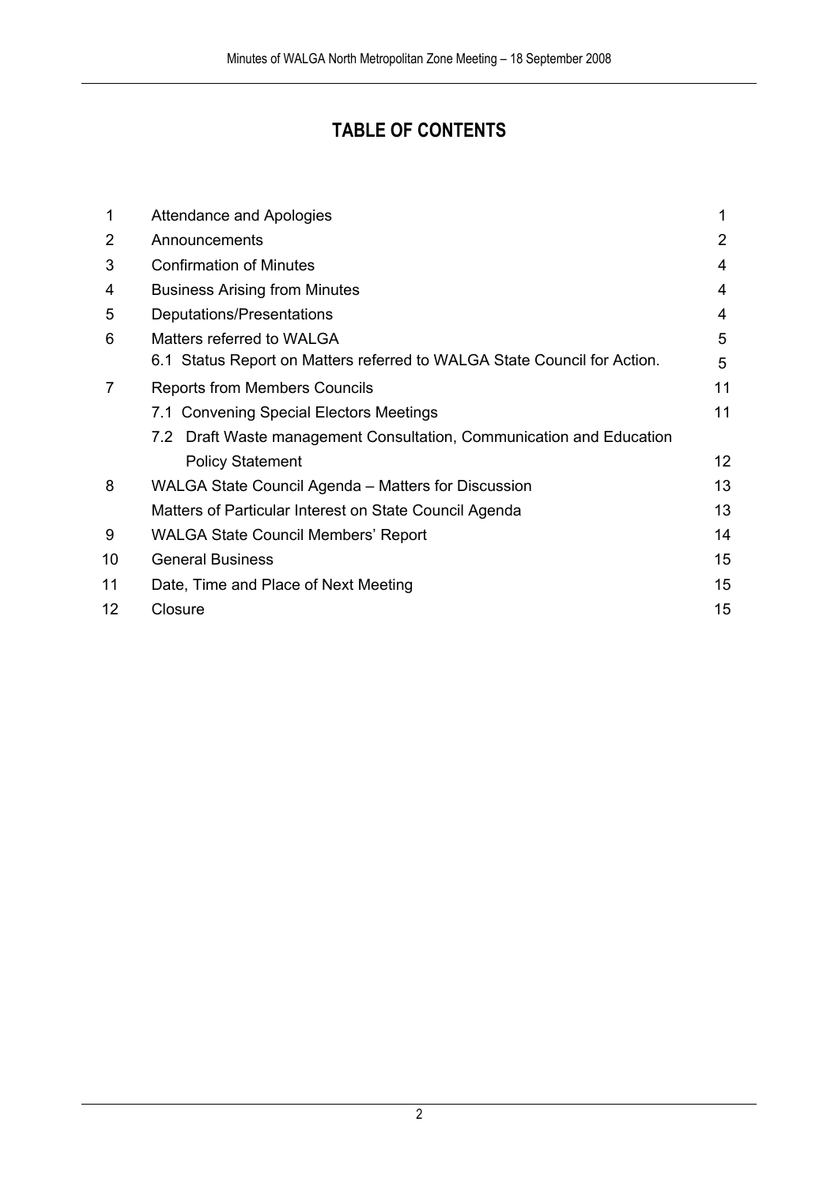# TABLE OF CONTENTS

| | | |
|---|---|---|
| 1 | Attendance and Apologies | 1 |
| 2 | Announcements | 2 |
| 3 | Confirmation of Minutes | 4 |
| 4 | Business Arising from Minutes | 4 |
| 5 | Deputations/Presentations | 4 |
| 6 | Matters referred to WALGA | 5 |
| | 6.1 Status Report on Matters referred to WALGA State Council for Action. | 5 |
| 7 | Reports from Members Councils | 11 |
| | 7.1 Convening Special Electors Meetings | 11 |
| | 7.2 Draft Waste management Consultation, Communication and Education Policy Statement | 12 |
| 8 | WALGA State Council Agenda – Matters for Discussion | 13 |
| | Matters of Particular Interest on State Council Agenda | 13 |
| 9 | WALGA State Council Members' Report | 14 |
| 10 | General Business | 15 |
| 11 | Date, Time and Place of Next Meeting | 15 |
| 12 | Closure | 15 |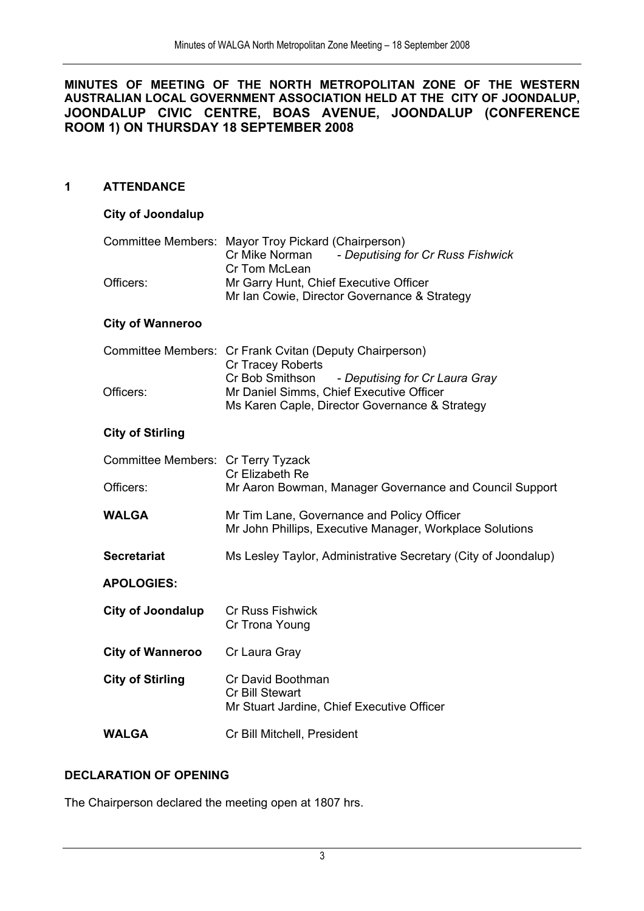**MINUTES OF MEETING OF THE NORTH METROPOLITAN ZONE OF THE WESTERN AUSTRALIAN LOCAL GOVERNMENT ASSOCIATION HELD AT THE CITY OF JOONDALUP, JOONDALUP CIVIC CENTRE, BOAS AVENUE, JOONDALUP (CONFERENCE ROOM 1) ON THURSDAY 18 SEPTEMBER 2008**

## 1 ATTENDANCE

### City of Joondalup

Committee Members: Mayor Troy Pickard (Chairperson)
Cr Mike Norman - *Deputising for Cr Russ Fishwick*
Cr Tom McLean

Officers: Mr Garry Hunt, Chief Executive Officer
Mr Ian Cowie, Director Governance & Strategy

### City of Wanneroo

Committee Members: Cr Frank Cvitan (Deputy Chairperson)
Cr Tracey Roberts
Cr Bob Smithson - *Deputising for Cr Laura Gray*

Officers: Mr Daniel Simms, Chief Executive Officer
Ms Karen Caple, Director Governance & Strategy

### City of Stirling

Committee Members: Cr Terry Tyzack
Cr Elizabeth Re

Officers: Mr Aaron Bowman, Manager Governance and Council Support

**WALGA** Mr Tim Lane, Governance and Policy Officer
Mr John Phillips, Executive Manager, Workplace Solutions

**Secretariat** Ms Lesley Taylor, Administrative Secretary (City of Joondalup)

### APOLOGIES:

**City of Joondalup** Cr Russ Fishwick
Cr Trona Young

**City of Wanneroo** Cr Laura Gray

**City of Stirling** Cr David Boothman
Cr Bill Stewart
Mr Stuart Jardine, Chief Executive Officer

**WALGA** Cr Bill Mitchell, President

## DECLARATION OF OPENING

The Chairperson declared the meeting open at 1807 hrs.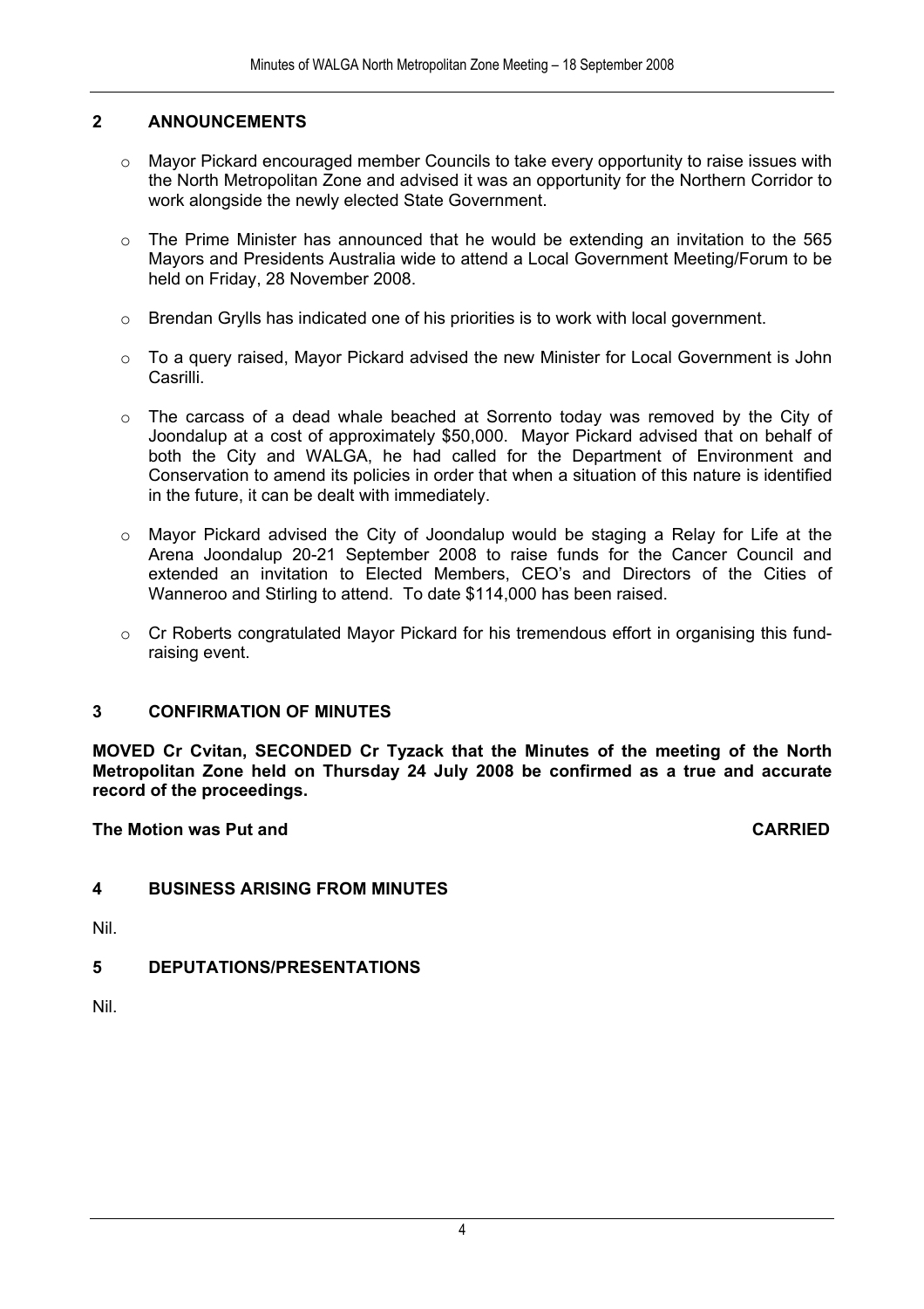## 2 ANNOUNCEMENTS

- Mayor Pickard encouraged member Councils to take every opportunity to raise issues with the North Metropolitan Zone and advised it was an opportunity for the Northern Corridor to work alongside the newly elected State Government.

- The Prime Minister has announced that he would be extending an invitation to the 565 Mayors and Presidents Australia wide to attend a Local Government Meeting/Forum to be held on Friday, 28 November 2008.

- Brendan Grylls has indicated one of his priorities is to work with local government.

- To a query raised, Mayor Pickard advised the new Minister for Local Government is John Casrilli.

- The carcass of a dead whale beached at Sorrento today was removed by the City of Joondalup at a cost of approximately $50,000. Mayor Pickard advised that on behalf of both the City and WALGA, he had called for the Department of Environment and Conservation to amend its policies in order that when a situation of this nature is identified in the future, it can be dealt with immediately.

- Mayor Pickard advised the City of Joondalup would be staging a Relay for Life at the Arena Joondalup 20-21 September 2008 to raise funds for the Cancer Council and extended an invitation to Elected Members, CEO's and Directors of the Cities of Wanneroo and Stirling to attend. To date $114,000 has been raised.

- Cr Roberts congratulated Mayor Pickard for his tremendous effort in organising this fund-raising event.

## 3 CONFIRMATION OF MINUTES

**MOVED Cr Cvitan, SECONDED Cr Tyzack that the Minutes of the meeting of the North Metropolitan Zone held on Thursday 24 July 2008 be confirmed as a true and accurate record of the proceedings.**

**The Motion was Put and CARRIED**

## 4 BUSINESS ARISING FROM MINUTES

Nil.

## 5 DEPUTATIONS/PRESENTATIONS

Nil.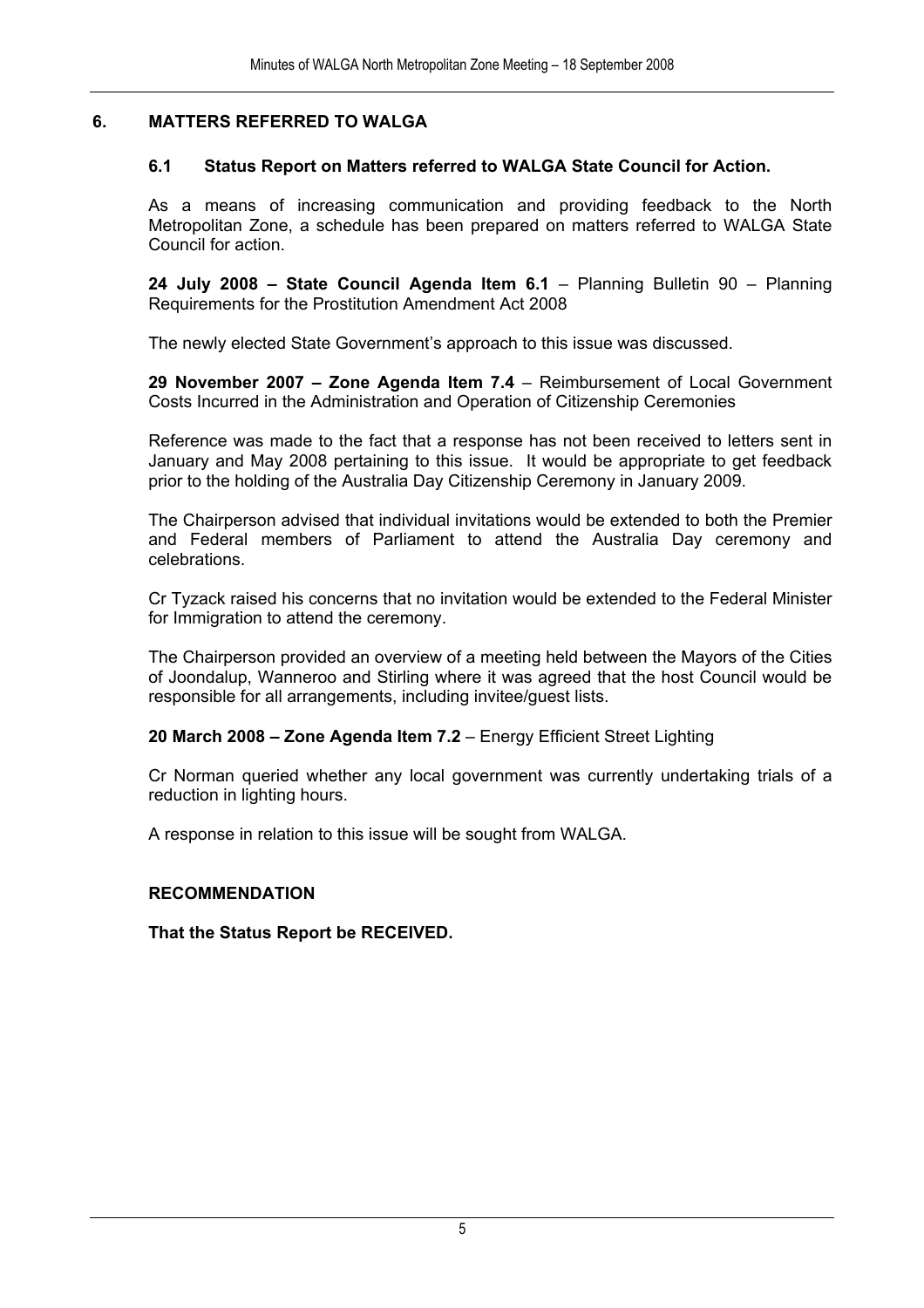## 6. MATTERS REFERRED TO WALGA

### 6.1 Status Report on Matters referred to WALGA State Council for Action.

As a means of increasing communication and providing feedback to the North Metropolitan Zone, a schedule has been prepared on matters referred to WALGA State Council for action.

**24 July 2008 – State Council Agenda Item 6.1** – Planning Bulletin 90 – Planning Requirements for the Prostitution Amendment Act 2008

The newly elected State Government's approach to this issue was discussed.

**29 November 2007 – Zone Agenda Item 7.4** – Reimbursement of Local Government Costs Incurred in the Administration and Operation of Citizenship Ceremonies

Reference was made to the fact that a response has not been received to letters sent in January and May 2008 pertaining to this issue. It would be appropriate to get feedback prior to the holding of the Australia Day Citizenship Ceremony in January 2009.

The Chairperson advised that individual invitations would be extended to both the Premier and Federal members of Parliament to attend the Australia Day ceremony and celebrations.

Cr Tyzack raised his concerns that no invitation would be extended to the Federal Minister for Immigration to attend the ceremony.

The Chairperson provided an overview of a meeting held between the Mayors of the Cities of Joondalup, Wanneroo and Stirling where it was agreed that the host Council would be responsible for all arrangements, including invitee/guest lists.

**20 March 2008 – Zone Agenda Item 7.2** – Energy Efficient Street Lighting

Cr Norman queried whether any local government was currently undertaking trials of a reduction in lighting hours.

A response in relation to this issue will be sought from WALGA.

**RECOMMENDATION**

**That the Status Report be RECEIVED.**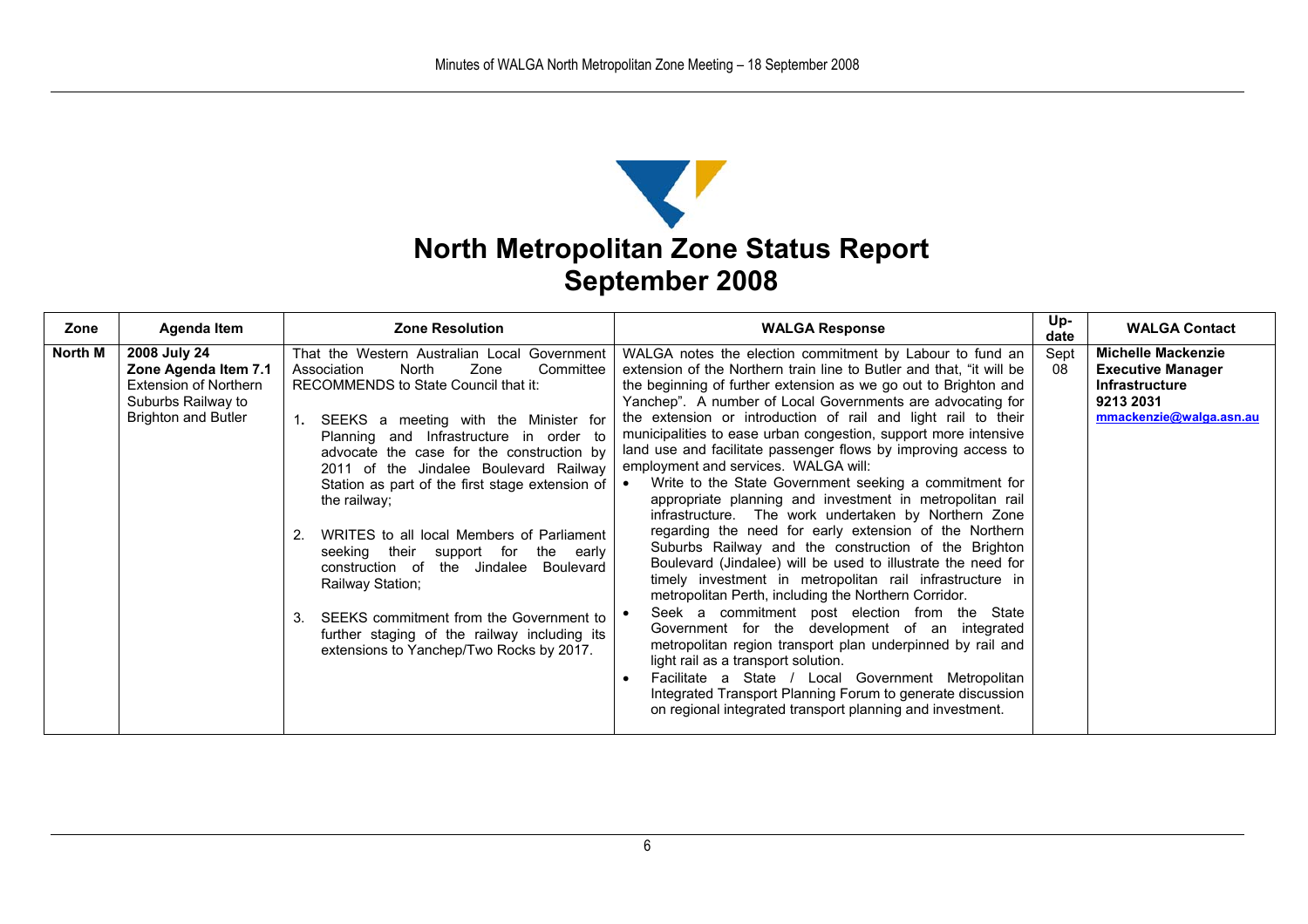# North Metropolitan Zone Status Report
# September 2008

| Zone | Agenda Item | Zone Resolution | WALGA Response | Up-date | WALGA Contact |
|---|---|---|---|---|---|
| **North M** | **2008 July 24**<br>**Zone Agenda Item 7.1**<br>Extension of Northern Suburbs Railway to Brighton and Butler | That the Western Australian Local Government Association North Zone Committee RECOMMENDS to State Council that it:<br><br>1. SEEKS a meeting with the Minister for Planning and Infrastructure in order to advocate the case for the construction by 2011 of the Jindalee Boulevard Railway Station as part of the first stage extension of the railway;<br><br>2. WRITES to all local Members of Parliament seeking their support for the early construction of the Jindalee Boulevard Railway Station;<br><br>3. SEEKS commitment from the Government to further staging of the railway including its extensions to Yanchep/Two Rocks by 2017. | WALGA notes the election commitment by Labour to fund an extension of the Northern train line to Butler and that, "it will be the beginning of further extension as we go out to Brighton and Yanchep". A number of Local Governments are advocating for the extension or introduction of rail and light rail to their municipalities to ease urban congestion, support more intensive land use and facilitate passenger flows by improving access to employment and services. WALGA will:<br>• Write to the State Government seeking a commitment for appropriate planning and investment in metropolitan rail infrastructure. The work undertaken by Northern Zone regarding the need for early extension of the Northern Suburbs Railway and the construction of the Brighton Boulevard (Jindalee) will be used to illustrate the need for timely investment in metropolitan rail infrastructure in metropolitan Perth, including the Northern Corridor.<br>• Seek a commitment post election from the State Government for the development of an integrated metropolitan region transport plan underpinned by rail and light rail as a transport solution.<br>• Facilitate a State / Local Government Metropolitan Integrated Transport Planning Forum to generate discussion on regional integrated transport planning and investment. | Sept 08 | **Michelle Mackenzie**<br>**Executive Manager Infrastructure**<br>**9213 2031**<br>**mmackenzie@walga.asn.au** |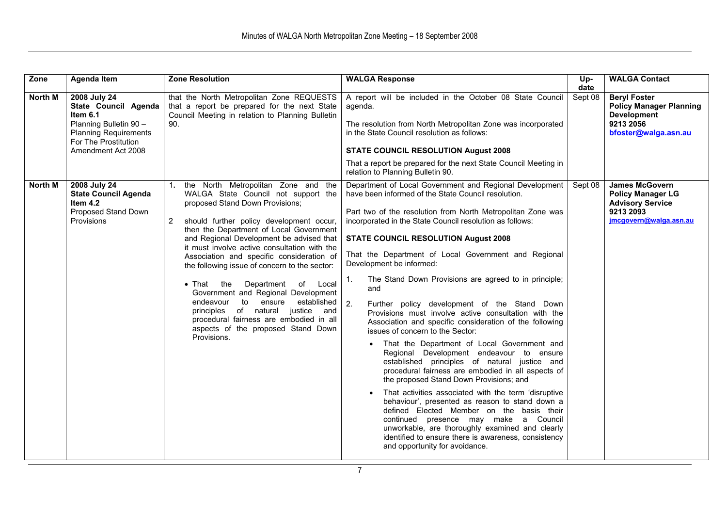| Zone | Agenda Item | Zone Resolution | WALGA Response | Up-date | WALGA Contact |
|---|---|---|---|---|---|
| **North M** | **2008 July 24 State Council Agenda Item 6.1** Planning Bulletin 90 – Planning Requirements For The Prostitution Amendment Act 2008 | that the North Metropolitan Zone REQUESTS that a report be prepared for the next State Council Meeting in relation to Planning Bulletin 90. | A report will be included in the October 08 State Council agenda.<br><br>The resolution from North Metropolitan Zone was incorporated in the State Council resolution as follows:<br><br>**STATE COUNCIL RESOLUTION August 2008**<br><br>That a report be prepared for the next State Council Meeting in relation to Planning Bulletin 90. | Sept 08 | **Beryl Foster Policy Manager Planning Development 9213 2056 bfoster@walga.asn.au** |
| **North M** | **2008 July 24 State Council Agenda Item 4.2** Proposed Stand Down Provisions | 1. the North Metropolitan Zone and the WALGA State Council not support the proposed Stand Down Provisions;<br><br>2 should further policy development occur, then the Department of Local Government and Regional Development be advised that it must involve active consultation with the Association and specific consideration of the following issue of concern to the sector:<br><br>• That the Department of Local Government and Regional Development endeavour to ensure established principles of natural justice and procedural fairness are embodied in all aspects of the proposed Stand Down Provisions. | Department of Local Government and Regional Development have been informed of the State Council resolution.<br><br>Part two of the resolution from North Metropolitan Zone was incorporated in the State Council resolution as follows:<br><br>**STATE COUNCIL RESOLUTION August 2008**<br><br>That the Department of Local Government and Regional Development be informed:<br><br>1. The Stand Down Provisions are agreed to in principle; and<br><br>2. Further policy development of the Stand Down Provisions must involve active consultation with the Association and specific consideration of the following issues of concern to the Sector:<br><br>• That the Department of Local Government and Regional Development endeavour to ensure established principles of natural justice and procedural fairness are embodied in all aspects of the proposed Stand Down Provisions; and<br><br>• That activities associated with the term 'disruptive behaviour', presented as reason to stand down a defined Elected Member on the basis their continued presence may make a Council unworkable, are thoroughly examined and clearly identified to ensure there is awareness, consistency and opportunity for avoidance. | Sept 08 | **James McGovern Policy Manager LG Advisory Service 9213 2093 jmcgovern@walga.asn.au** |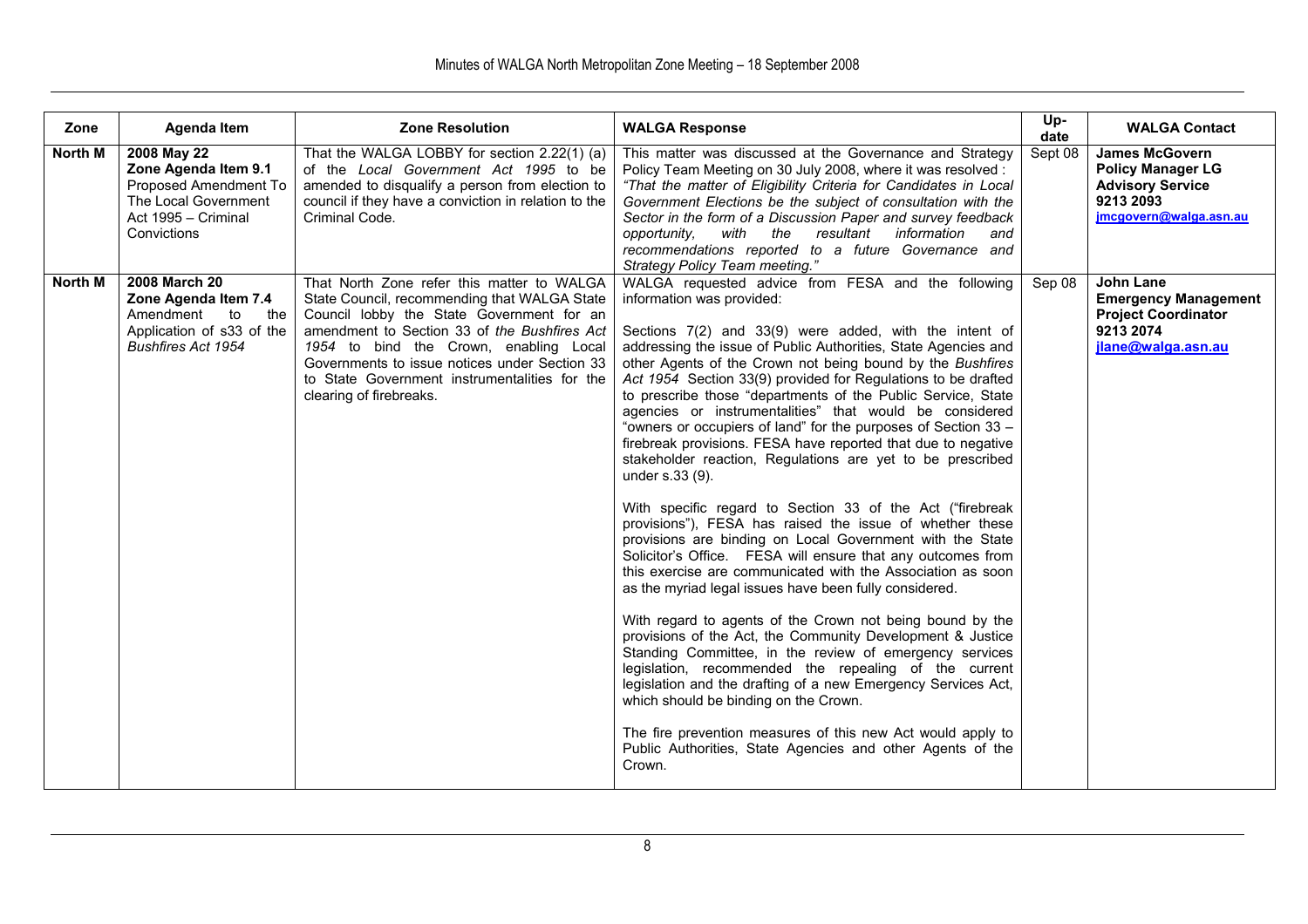| Zone | Agenda Item | Zone Resolution | WALGA Response | Up-date | WALGA Contact |
|---|---|---|---|---|---|
| **North M** | **2008 May 22**<br>**Zone Agenda Item 9.1**<br>Proposed Amendment To The Local Government Act 1995 – Criminal Convictions | That the WALGA LOBBY for section 2.22(1) (a) of the *Local Government Act 1995* to be amended to disqualify a person from election to council if they have a conviction in relation to the Criminal Code. | This matter was discussed at the Governance and Strategy Policy Team Meeting on 30 July 2008, where it was resolved : *"That the matter of Eligibility Criteria for Candidates in Local Government Elections be the subject of consultation with the Sector in the form of a Discussion Paper and survey feedback opportunity, with the resultant information and recommendations reported to a future Governance and Strategy Policy Team meeting."* | Sept 08 | **James McGovern**<br>**Policy Manager LG Advisory Service**<br>**9213 2093**<br>**jmcgovern@walga.asn.au** |
| **North M** | **2008 March 20**<br>**Zone Agenda Item 7.4**<br>Amendment to the Application of s33 of the *Bushfires Act 1954* | That North Zone refer this matter to WALGA State Council, recommending that WALGA State Council lobby the State Government for an amendment to Section 33 of *the Bushfires Act 1954* to bind the Crown, enabling Local Governments to issue notices under Section 33 to State Government instrumentalities for the clearing of firebreaks. | WALGA requested advice from FESA and the following information was provided:<br><br>Sections 7(2) and 33(9) were added, with the intent of addressing the issue of Public Authorities, State Agencies and other Agents of the Crown not being bound by the *Bushfires Act 1954* Section 33(9) provided for Regulations to be drafted to prescribe those "departments of the Public Service, State agencies or instrumentalities" that would be considered "owners or occupiers of land" for the purposes of Section 33 – firebreak provisions. FESA have reported that due to negative stakeholder reaction, Regulations are yet to be prescribed under s.33 (9).<br><br>With specific regard to Section 33 of the Act ("firebreak provisions"), FESA has raised the issue of whether these provisions are binding on Local Government with the State Solicitor's Office. FESA will ensure that any outcomes from this exercise are communicated with the Association as soon as the myriad legal issues have been fully considered.<br><br>With regard to agents of the Crown not being bound by the provisions of the Act, the Community Development & Justice Standing Committee, in the review of emergency services legislation, recommended the repealing of the current legislation and the drafting of a new Emergency Services Act, which should be binding on the Crown.<br><br>The fire prevention measures of this new Act would apply to Public Authorities, State Agencies and other Agents of the Crown. | Sep 08 | **John Lane**<br>**Emergency Management Project Coordinator**<br>**9213 2074**<br>**jlane@walga.asn.au** |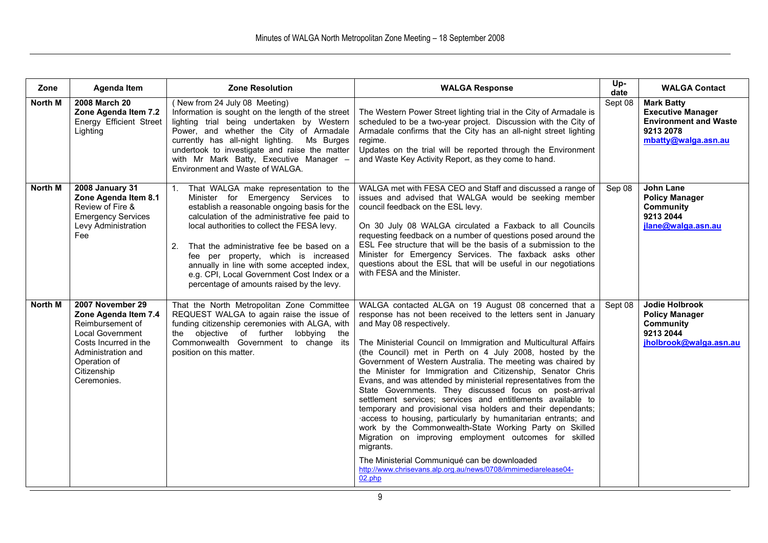| Zone | Agenda Item | Zone Resolution | WALGA Response | Up-date | WALGA Contact |
|---|---|---|---|---|---|
| **North M** | **2008 March 20 Zone Agenda Item 7.2** Energy Efficient Street Lighting | ( New from 24 July 08 Meeting) Information is sought on the length of the street lighting trial being undertaken by Western Power, and whether the City of Armadale currently has all-night lighting. Ms Burges undertook to investigate and raise the matter with Mr Mark Batty, Executive Manager – Environment and Waste of WALGA. | The Western Power Street lighting trial in the City of Armadale is scheduled to be a two-year project. Discussion with the City of Armadale confirms that the City has an all-night street lighting regime.<br>Updates on the trial will be reported through the Environment and Waste Key Activity Report, as they come to hand. | Sept 08 | **Mark Batty Executive Manager Environment and Waste 9213 2078 mbatty@walga.asn.au** |
| **North M** | **2008 January 31 Zone Agenda Item 8.1** Review of Fire & Emergency Services Levy Administration Fee | 1. That WALGA make representation to the Minister for Emergency Services to establish a reasonable ongoing basis for the calculation of the administrative fee paid to local authorities to collect the FESA levy.<br><br>2. That the administrative fee be based on a fee per property, which is increased annually in line with some accepted index, e.g. CPI, Local Government Cost Index or a percentage of amounts raised by the levy. | WALGA met with FESA CEO and Staff and discussed a range of issues and advised that WALGA would be seeking member council feedback on the ESL levy.<br><br>On 30 July 08 WALGA circulated a Faxback to all Councils requesting feedback on a number of questions posed around the ESL Fee structure that will be the basis of a submission to the Minister for Emergency Services. The faxback asks other questions about the ESL that will be useful in our negotiations with FESA and the Minister. | Sep 08 | **John Lane Policy Manager Community 9213 2044 jlane@walga.asn.au** |
| **North M** | **2007 November 29 Zone Agenda Item 7.4** Reimbursement of Local Government Costs Incurred in the Administration and Operation of Citizenship Ceremonies. | That the North Metropolitan Zone Committee REQUEST WALGA to again raise the issue of funding citizenship ceremonies with ALGA, with the objective of further lobbying the Commonwealth Government to change its position on this matter. | WALGA contacted ALGA on 19 August 08 concerned that a response has not been received to the letters sent in January and May 08 respectively.<br><br>The Ministerial Council on Immigration and Multicultural Affairs (the Council) met in Perth on 4 July 2008, hosted by the Government of Western Australia. The meeting was chaired by the Minister for Immigration and Citizenship, Senator Chris Evans, and was attended by ministerial representatives from the State Governments. They discussed focus on post-arrival settlement services; services and entitlements available to temporary and provisional visa holders and their dependants; ·access to housing, particularly by humanitarian entrants; and work by the Commonwealth-State Working Party on Skilled Migration on improving employment outcomes for skilled migrants.<br><br>The Ministerial Communiqué can be downloaded http://www.chrisevans.alp.org.au/news/0708/immimediarelease04-02.php | Sept 08 | **Jodie Holbrook Policy Manager Community 9213 2044 jholbrook@walga.asn.au** |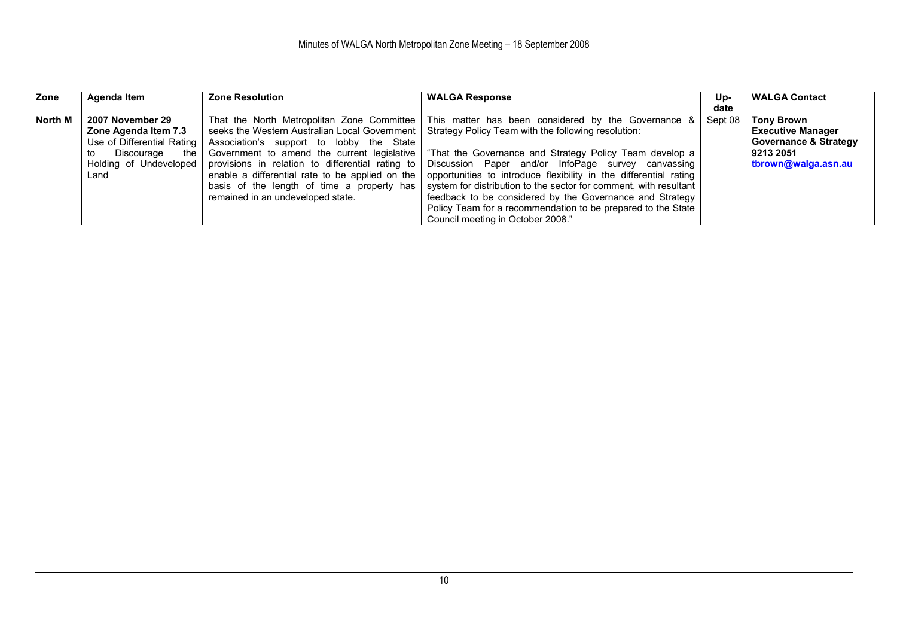| Zone | Agenda Item | Zone Resolution | WALGA Response | Up-date | WALGA Contact |
|---|---|---|---|---|---|
| **North M** | **2007 November 29 Zone Agenda Item 7.3** Use of Differential Rating to Discourage the Holding of Undeveloped Land | That the North Metropolitan Zone Committee seeks the Western Australian Local Government Association's support to lobby the State Government to amend the current legislative provisions in relation to differential rating to enable a differential rate to be applied on the basis of the length of time a property has remained in an undeveloped state. | This matter has been considered by the Governance & Strategy Policy Team with the following resolution:<br><br>"That the Governance and Strategy Policy Team develop a Discussion Paper and/or InfoPage survey canvassing opportunities to introduce flexibility in the differential rating system for distribution to the sector for comment, with resultant feedback to be considered by the Governance and Strategy Policy Team for a recommendation to be prepared to the State Council meeting in October 2008." | Sept 08 | **Tony Brown**<br>**Executive Manager Governance & Strategy**<br>**9213 2051**<br>**tbrown@walga.asn.au** |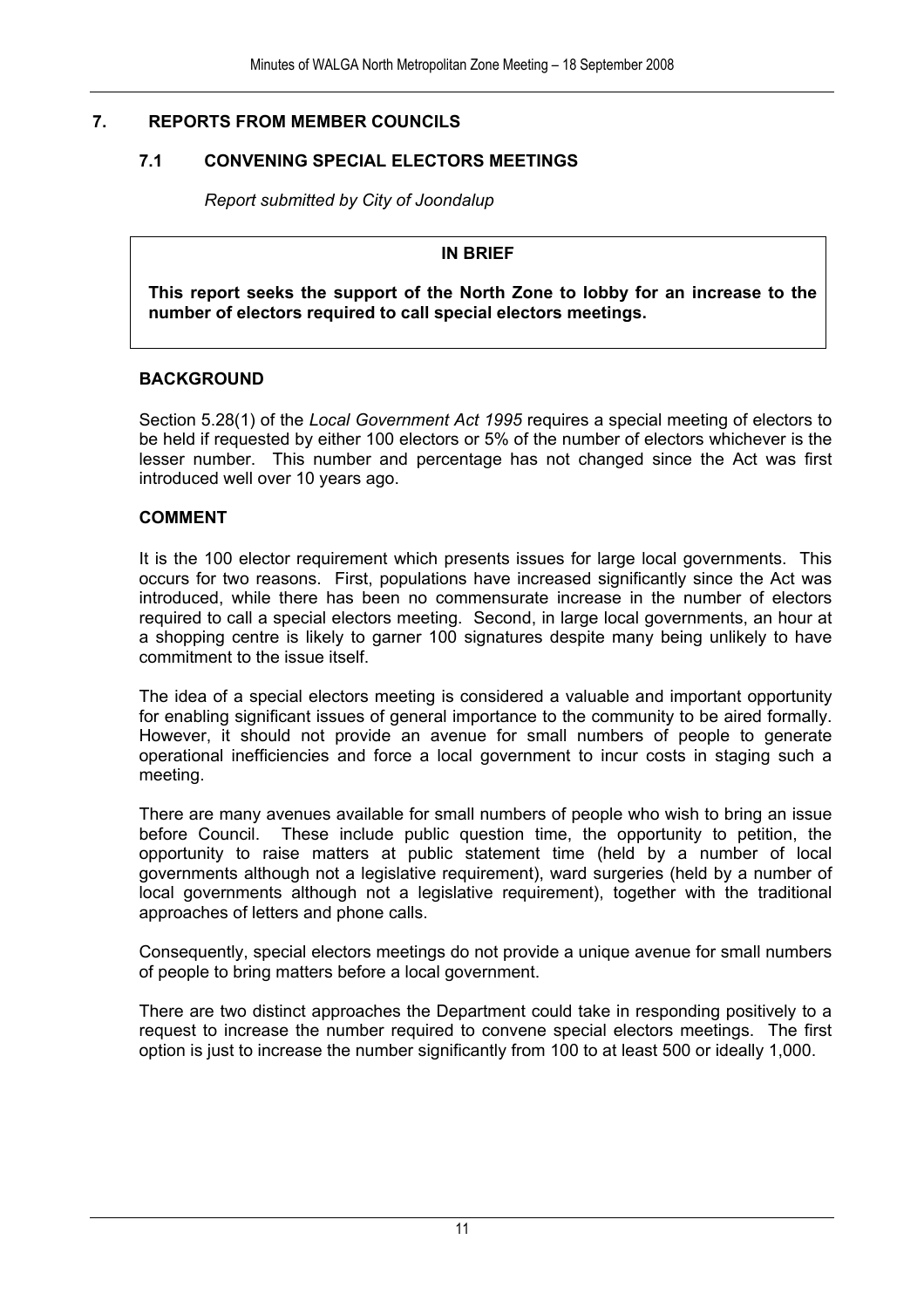## 7. REPORTS FROM MEMBER COUNCILS

### 7.1 CONVENING SPECIAL ELECTORS MEETINGS

*Report submitted by City of Joondalup*

**IN BRIEF**

**This report seeks the support of the North Zone to lobby for an increase to the number of electors required to call special electors meetings.**

#### BACKGROUND

Section 5.28(1) of the *Local Government Act 1995* requires a special meeting of electors to be held if requested by either 100 electors or 5% of the number of electors whichever is the lesser number. This number and percentage has not changed since the Act was first introduced well over 10 years ago.

#### COMMENT

It is the 100 elector requirement which presents issues for large local governments. This occurs for two reasons. First, populations have increased significantly since the Act was introduced, while there has been no commensurate increase in the number of electors required to call a special electors meeting. Second, in large local governments, an hour at a shopping centre is likely to garner 100 signatures despite many being unlikely to have commitment to the issue itself.

The idea of a special electors meeting is considered a valuable and important opportunity for enabling significant issues of general importance to the community to be aired formally. However, it should not provide an avenue for small numbers of people to generate operational inefficiencies and force a local government to incur costs in staging such a meeting.

There are many avenues available for small numbers of people who wish to bring an issue before Council. These include public question time, the opportunity to petition, the opportunity to raise matters at public statement time (held by a number of local governments although not a legislative requirement), ward surgeries (held by a number of local governments although not a legislative requirement), together with the traditional approaches of letters and phone calls.

Consequently, special electors meetings do not provide a unique avenue for small numbers of people to bring matters before a local government.

There are two distinct approaches the Department could take in responding positively to a request to increase the number required to convene special electors meetings. The first option is just to increase the number significantly from 100 to at least 500 or ideally 1,000.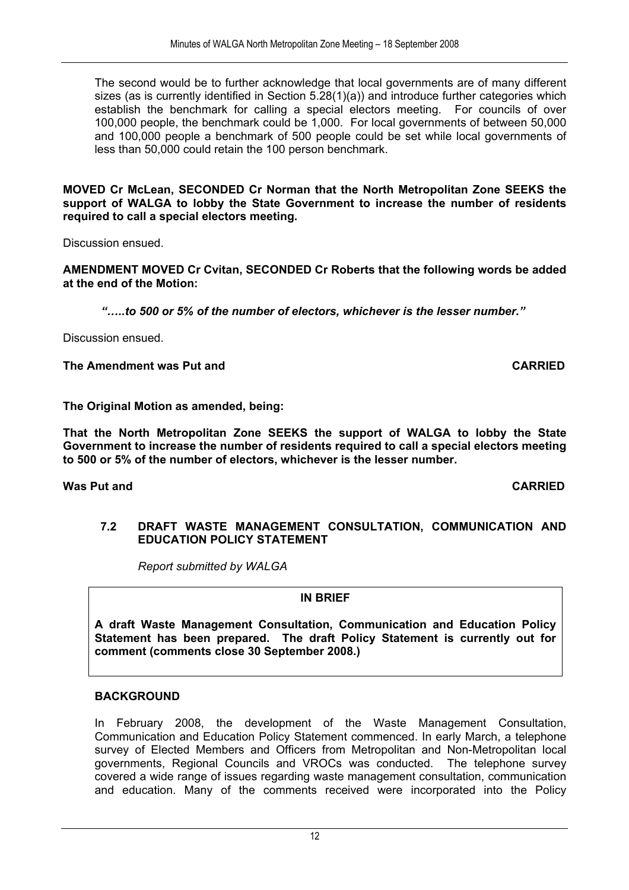The second would be to further acknowledge that local governments are of many different sizes (as is currently identified in Section 5.28(1)(a)) and introduce further categories which establish the benchmark for calling a special electors meeting. For councils of over 100,000 people, the benchmark could be 1,000. For local governments of between 50,000 and 100,000 people a benchmark of 500 people could be set while local governments of less than 50,000 could retain the 100 person benchmark.

**MOVED Cr McLean, SECONDED Cr Norman that the North Metropolitan Zone SEEKS the support of WALGA to lobby the State Government to increase the number of residents required to call a special electors meeting.**

Discussion ensued.

**AMENDMENT MOVED Cr Cvitan, SECONDED Cr Roberts that the following words be added at the end of the Motion:**

***".....to 500 or 5% of the number of electors, whichever is the lesser number."***

Discussion ensued.

**The Amendment was Put and CARRIED**

**The Original Motion as amended, being:**

**That the North Metropolitan Zone SEEKS the support of WALGA to lobby the State Government to increase the number of residents required to call a special electors meeting to 500 or 5% of the number of electors, whichever is the lesser number.**

**Was Put and CARRIED**

### 7.2 DRAFT WASTE MANAGEMENT CONSULTATION, COMMUNICATION AND EDUCATION POLICY STATEMENT

*Report submitted by WALGA*

**IN BRIEF**

**A draft Waste Management Consultation, Communication and Education Policy Statement has been prepared. The draft Policy Statement is currently out for comment (comments close 30 September 2008.)**

**BACKGROUND**

In February 2008, the development of the Waste Management Consultation, Communication and Education Policy Statement commenced. In early March, a telephone survey of Elected Members and Officers from Metropolitan and Non-Metropolitan local governments, Regional Councils and VROCs was conducted. The telephone survey covered a wide range of issues regarding waste management consultation, communication and education. Many of the comments received were incorporated into the Policy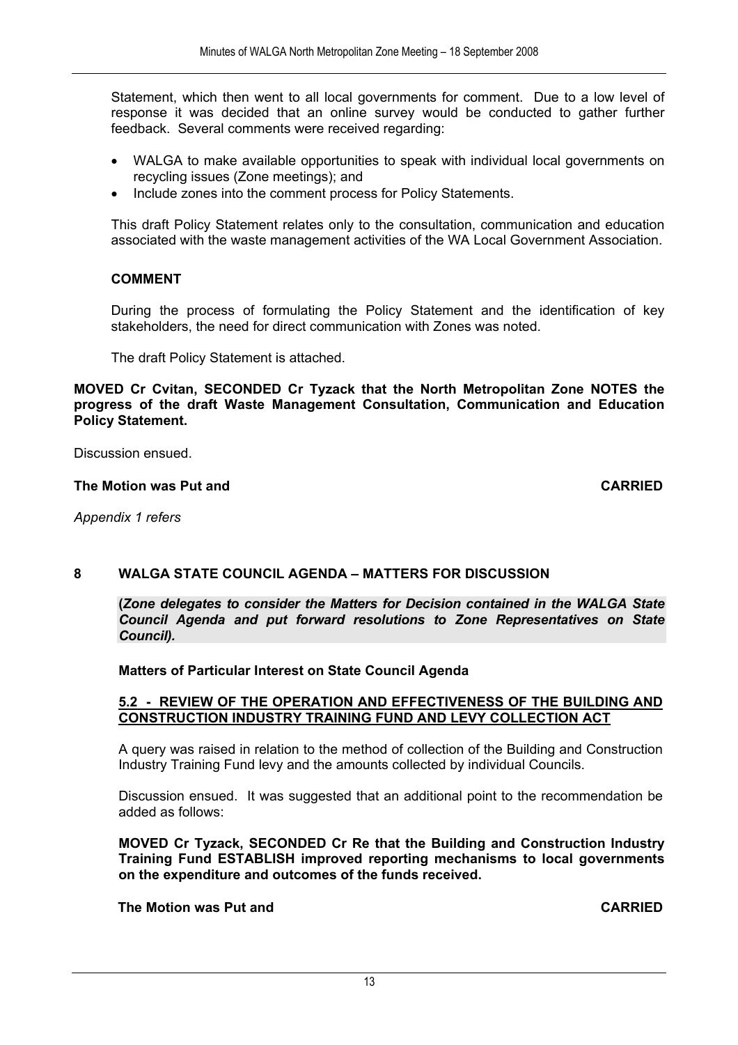Statement, which then went to all local governments for comment. Due to a low level of response it was decided that an online survey would be conducted to gather further feedback. Several comments were received regarding:

- WALGA to make available opportunities to speak with individual local governments on recycling issues (Zone meetings); and
- Include zones into the comment process for Policy Statements.

This draft Policy Statement relates only to the consultation, communication and education associated with the waste management activities of the WA Local Government Association.

**COMMENT**

During the process of formulating the Policy Statement and the identification of key stakeholders, the need for direct communication with Zones was noted.

The draft Policy Statement is attached.

**MOVED Cr Cvitan, SECONDED Cr Tyzack that the North Metropolitan Zone NOTES the progress of the draft Waste Management Consultation, Communication and Education Policy Statement.**

Discussion ensued.

**The Motion was Put and CARRIED**

*Appendix 1 refers*

## 8 WALGA STATE COUNCIL AGENDA – MATTERS FOR DISCUSSION

**(*Zone delegates to consider the Matters for Decision contained in the WALGA State Council Agenda and put forward resolutions to Zone Representatives on State Council).***

**Matters of Particular Interest on State Council Agenda**

**5.2 - REVIEW OF THE OPERATION AND EFFECTIVENESS OF THE BUILDING AND CONSTRUCTION INDUSTRY TRAINING FUND AND LEVY COLLECTION ACT**

A query was raised in relation to the method of collection of the Building and Construction Industry Training Fund levy and the amounts collected by individual Councils.

Discussion ensued. It was suggested that an additional point to the recommendation be added as follows:

**MOVED Cr Tyzack, SECONDED Cr Re that the Building and Construction Industry Training Fund ESTABLISH improved reporting mechanisms to local governments on the expenditure and outcomes of the funds received.**

**The Motion was Put and CARRIED**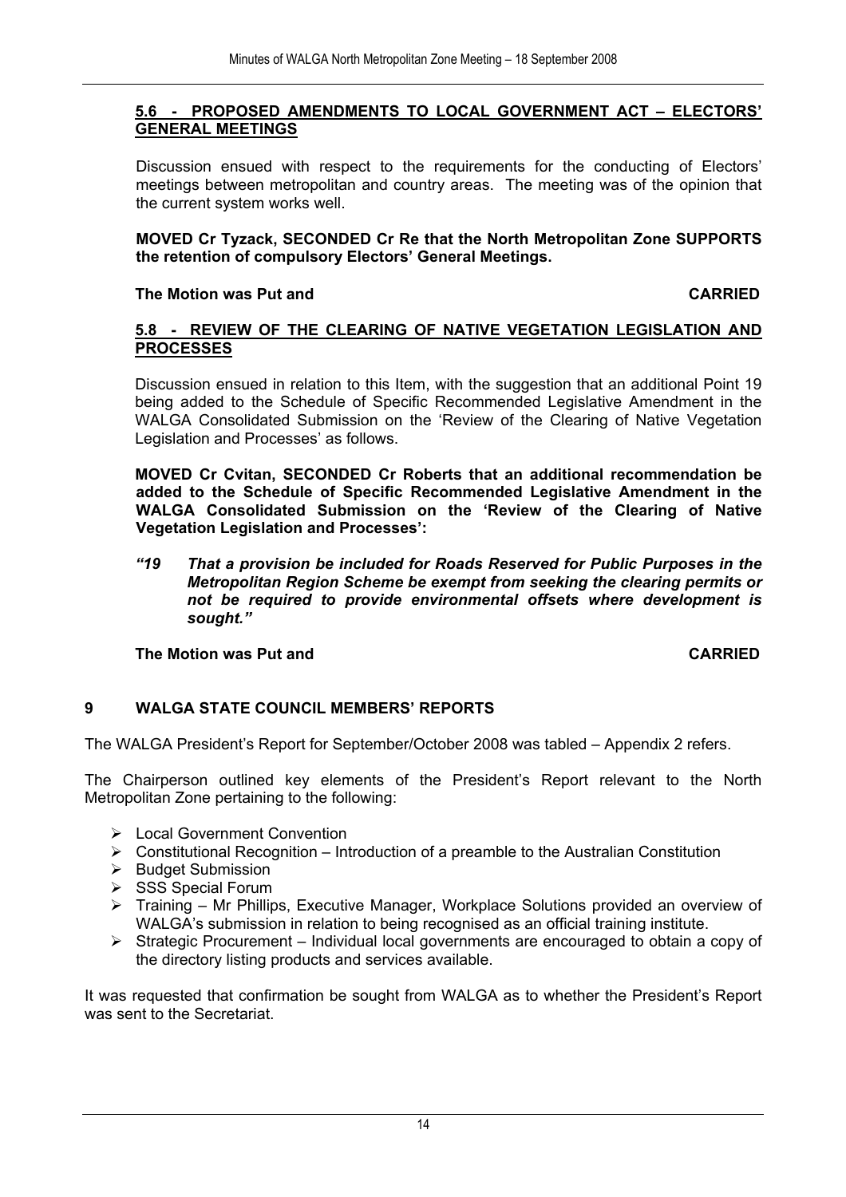### 5.6 - PROPOSED AMENDMENTS TO LOCAL GOVERNMENT ACT – ELECTORS' GENERAL MEETINGS

Discussion ensued with respect to the requirements for the conducting of Electors' meetings between metropolitan and country areas. The meeting was of the opinion that the current system works well.

**MOVED Cr Tyzack, SECONDED Cr Re that the North Metropolitan Zone SUPPORTS the retention of compulsory Electors' General Meetings.**

**The Motion was Put and CARRIED**

### 5.8 - REVIEW OF THE CLEARING OF NATIVE VEGETATION LEGISLATION AND PROCESSES

Discussion ensued in relation to this Item, with the suggestion that an additional Point 19 being added to the Schedule of Specific Recommended Legislative Amendment in the WALGA Consolidated Submission on the 'Review of the Clearing of Native Vegetation Legislation and Processes' as follows.

**MOVED Cr Cvitan, SECONDED Cr Roberts that an additional recommendation be added to the Schedule of Specific Recommended Legislative Amendment in the WALGA Consolidated Submission on the 'Review of the Clearing of Native Vegetation Legislation and Processes':**

***"19 That a provision be included for Roads Reserved for Public Purposes in the Metropolitan Region Scheme be exempt from seeking the clearing permits or not be required to provide environmental offsets where development is sought."***

**The Motion was Put and CARRIED**

## 9 WALGA STATE COUNCIL MEMBERS' REPORTS

The WALGA President's Report for September/October 2008 was tabled – Appendix 2 refers.

The Chairperson outlined key elements of the President's Report relevant to the North Metropolitan Zone pertaining to the following:

- Local Government Convention
- Constitutional Recognition – Introduction of a preamble to the Australian Constitution
- Budget Submission
- SSS Special Forum
- Training – Mr Phillips, Executive Manager, Workplace Solutions provided an overview of WALGA's submission in relation to being recognised as an official training institute.
- Strategic Procurement – Individual local governments are encouraged to obtain a copy of the directory listing products and services available.

It was requested that confirmation be sought from WALGA as to whether the President's Report was sent to the Secretariat.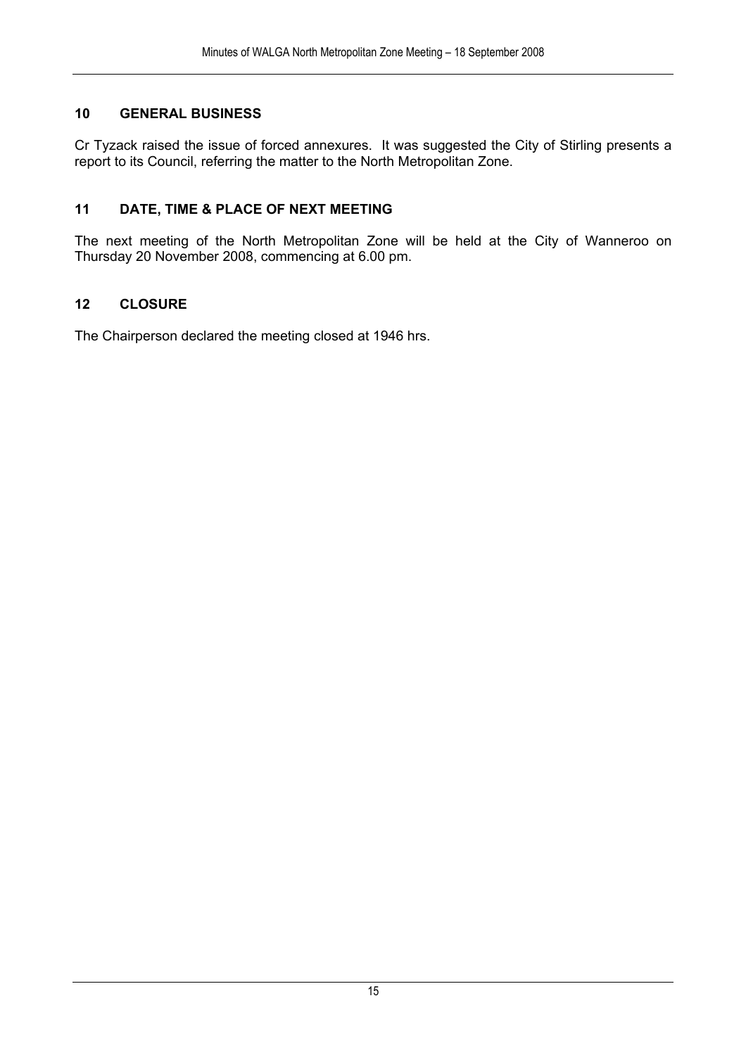## 10 GENERAL BUSINESS

Cr Tyzack raised the issue of forced annexures. It was suggested the City of Stirling presents a report to its Council, referring the matter to the North Metropolitan Zone.

## 11 DATE, TIME & PLACE OF NEXT MEETING

The next meeting of the North Metropolitan Zone will be held at the City of Wanneroo on Thursday 20 November 2008, commencing at 6.00 pm.

## 12 CLOSURE

The Chairperson declared the meeting closed at 1946 hrs.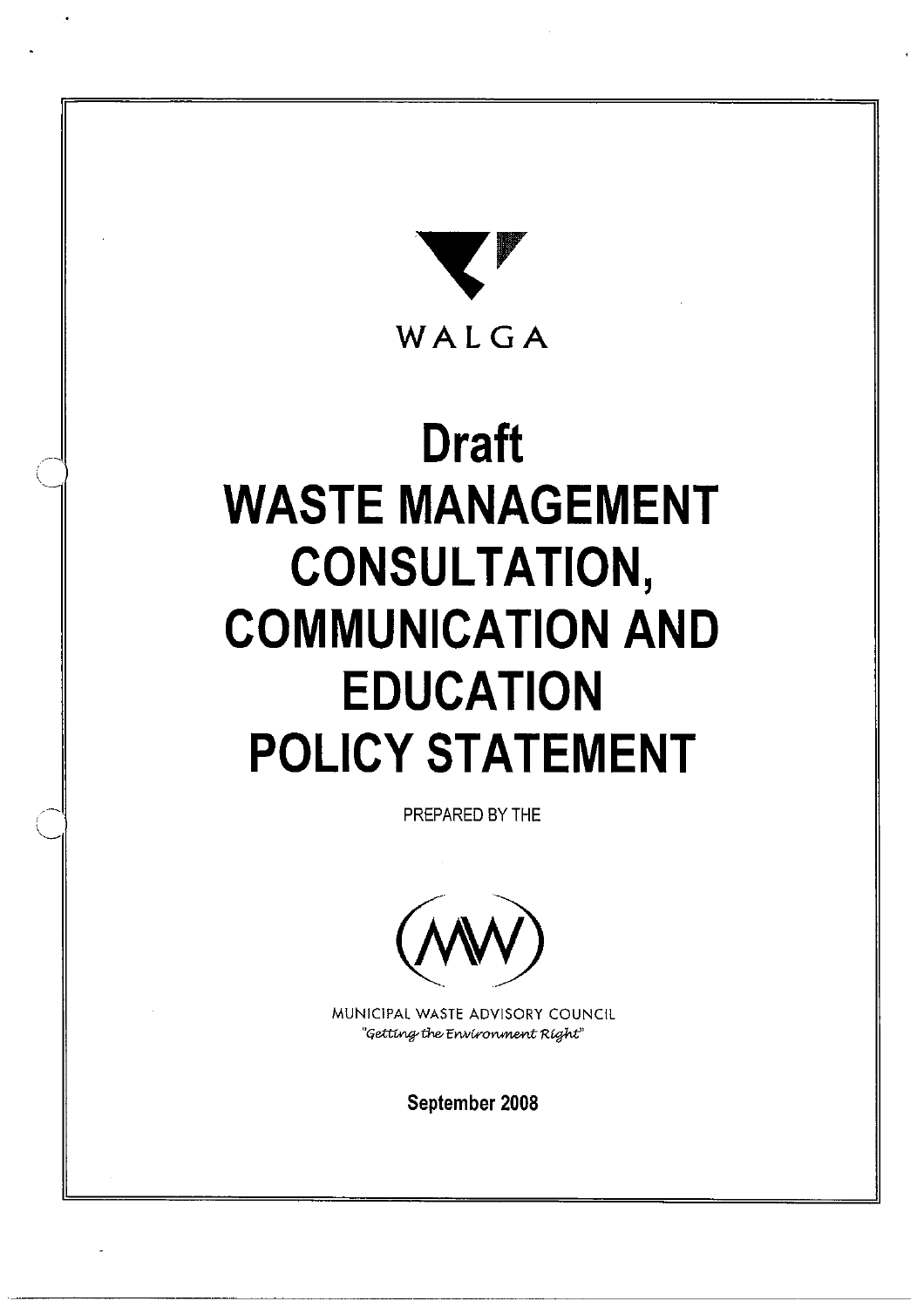WALGA

# Draft WASTE MANAGEMENT CONSULTATION, COMMUNICATION AND EDUCATION POLICY STATEMENT

PREPARED BY THE

MUNICIPAL WASTE ADVISORY COUNCIL

*"Getting the Environment Right"*

**September 2008**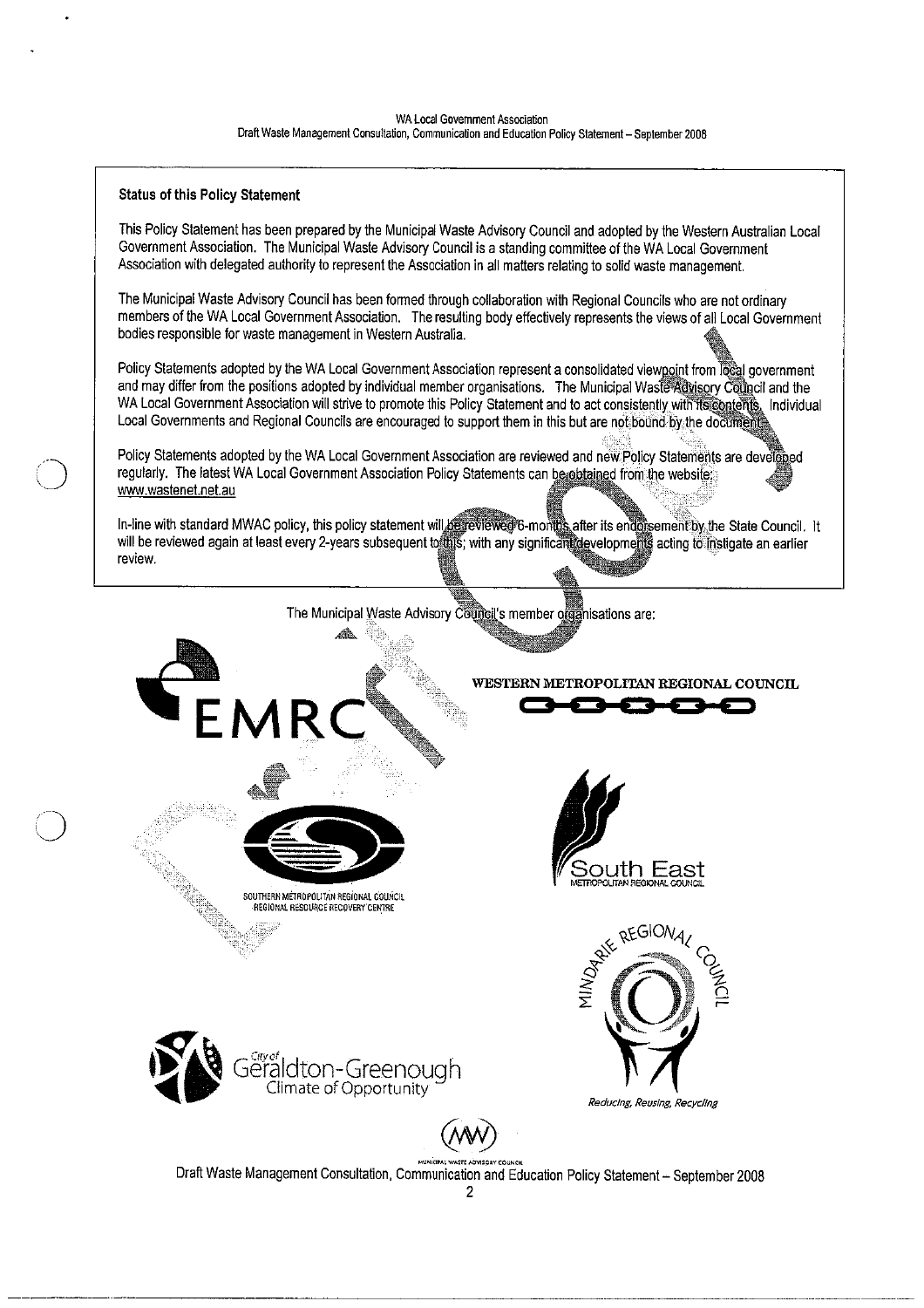**Status of this Policy Statement**

This Policy Statement has been prepared by the Municipal Waste Advisory Council and adopted by the Western Australian Local Government Association. The Municipal Waste Advisory Council is a standing committee of the WA Local Government Association with delegated authority to represent the Association in all matters relating to solid waste management.

The Municipal Waste Advisory Council has been formed through collaboration with Regional Councils who are not ordinary members of the WA Local Government Association. The resulting body effectively represents the views of all Local Government bodies responsible for waste management in Western Australia.

Policy Statements adopted by the WA Local Government Association represent a consolidated viewpoint from local government and may differ from the positions adopted by individual member organisations. The Municipal Waste Advisory Council and the WA Local Government Association will strive to promote this Policy Statement and to act consistently with its contents. Individual Local Governments and Regional Councils are encouraged to support them in this but are not bound by the document.

Policy Statements adopted by the WA Local Government Association are reviewed and new Policy Statements are developed regularly. The latest WA Local Government Association Policy Statements can be obtained from the website: www.wastenet.net.au

In-line with standard MWAC policy, this policy statement will be reviewed 6-months after its endorsement by the State Council. It will be reviewed again at least every 2-years subsequent to this; with any significant developments acting to instigate an earlier review.

The Municipal Waste Advisory Council's member organisations are:

EMRC

WESTERN METROPOLITAN REGIONAL COUNCIL

SOUTHERN METROPOLITAN REGIONAL COUNCIL
REGIONAL RESOURCE RECOVERY CENTRE

South East
METROPOLITAN REGIONAL COUNCIL

MINDARIE REGIONAL COUNCIL
*Reducing, Reusing, Recycling*

City of Geraldton-Greenough
Climate of Opportunity

MUNICIPAL WASTE ADVISORY COUNCIL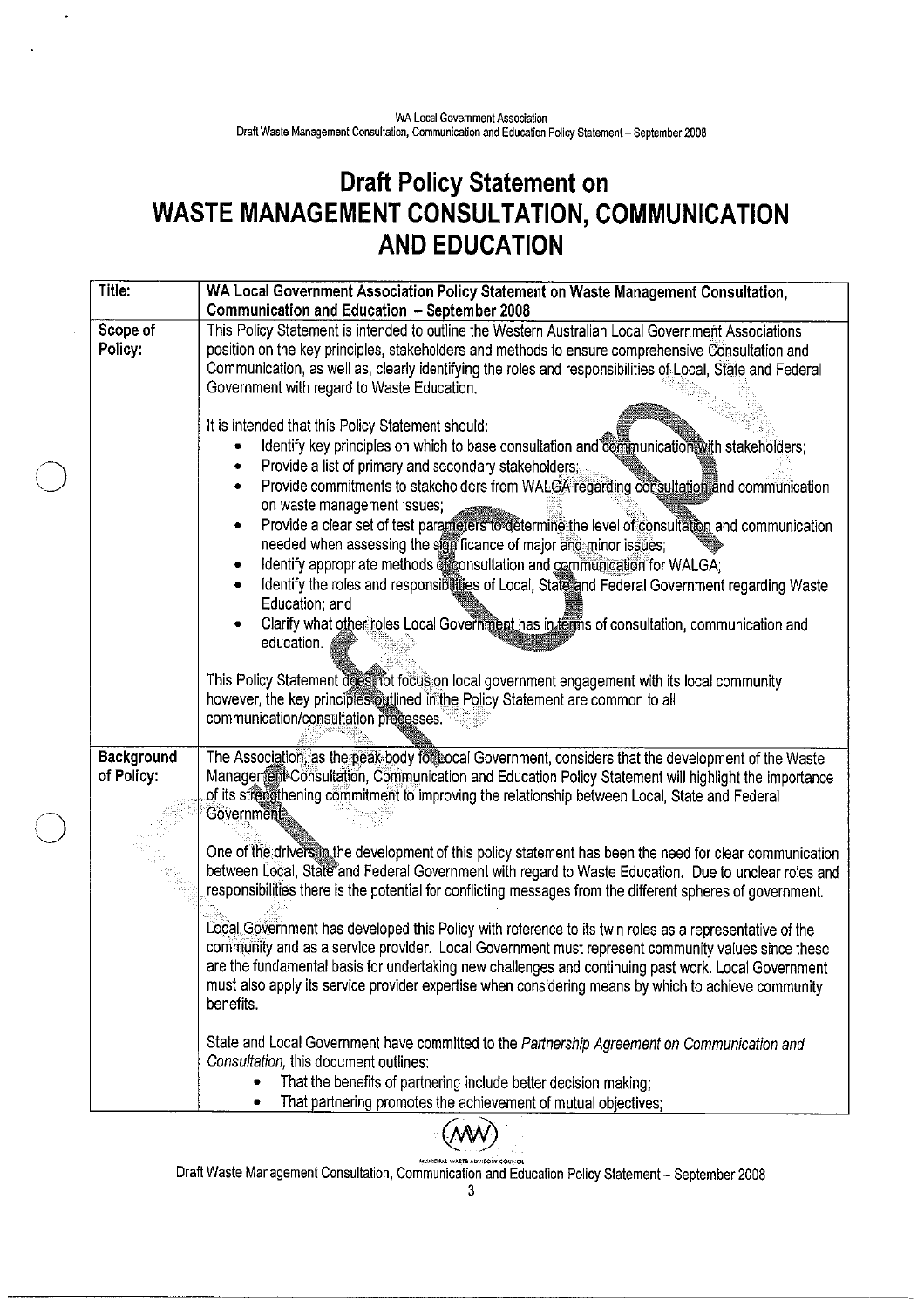# Draft Policy Statement on WASTE MANAGEMENT CONSULTATION, COMMUNICATION AND EDUCATION

| Title: | WA Local Government Association Policy Statement on Waste Management Consultation, Communication and Education – September 2008 |
|---|---|
| Scope of Policy: | This Policy Statement is intended to outline the Western Australian Local Government Associations position on the key principles, stakeholders and methods to ensure comprehensive Consultation and Communication, as well as, clearly identifying the roles and responsibilities of Local, State and Federal Government with regard to Waste Education.<br><br>It is intended that this Policy Statement should:<br>• Identify key principles on which to base consultation and communication with stakeholders;<br>• Provide a list of primary and secondary stakeholders;<br>• Provide commitments to stakeholders from WALGA regarding consultation and communication on waste management issues;<br>• Provide a clear set of test parameters to determine the level of consultation and communication needed when assessing the significance of major and minor issues;<br>• Identify appropriate methods of consultation and communication for WALGA;<br>• Identify the roles and responsibilities of Local, State and Federal Government regarding Waste Education; and<br>• Clarify what other roles Local Government has in terms of consultation, communication and education.<br><br>This Policy Statement does not focus on local government engagement with its local community however, the key principles outlined in the Policy Statement are common to all communication/consultation processes. |
| Background of Policy: | The Association, as the peak body for Local Government, considers that the development of the Waste Management Consultation, Communication and Education Policy Statement will highlight the importance of its strengthening commitment to improving the relationship between Local, State and Federal Government.<br><br>One of the drivers in the development of this policy statement has been the need for clear communication between Local, State and Federal Government with regard to Waste Education. Due to unclear roles and responsibilities there is the potential for conflicting messages from the different spheres of government.<br><br>Local Government has developed this Policy with reference to its twin roles as a representative of the community and as a service provider. Local Government must represent community values since these are the fundamental basis for undertaking new challenges and continuing past work. Local Government must also apply its service provider expertise when considering means by which to achieve community benefits.<br><br>State and Local Government have committed to the *Partnership Agreement on Communication and Consultation*, this document outlines:<br>• That the benefits of partnering include better decision making;<br>• That partnering promotes the achievement of mutual objectives; |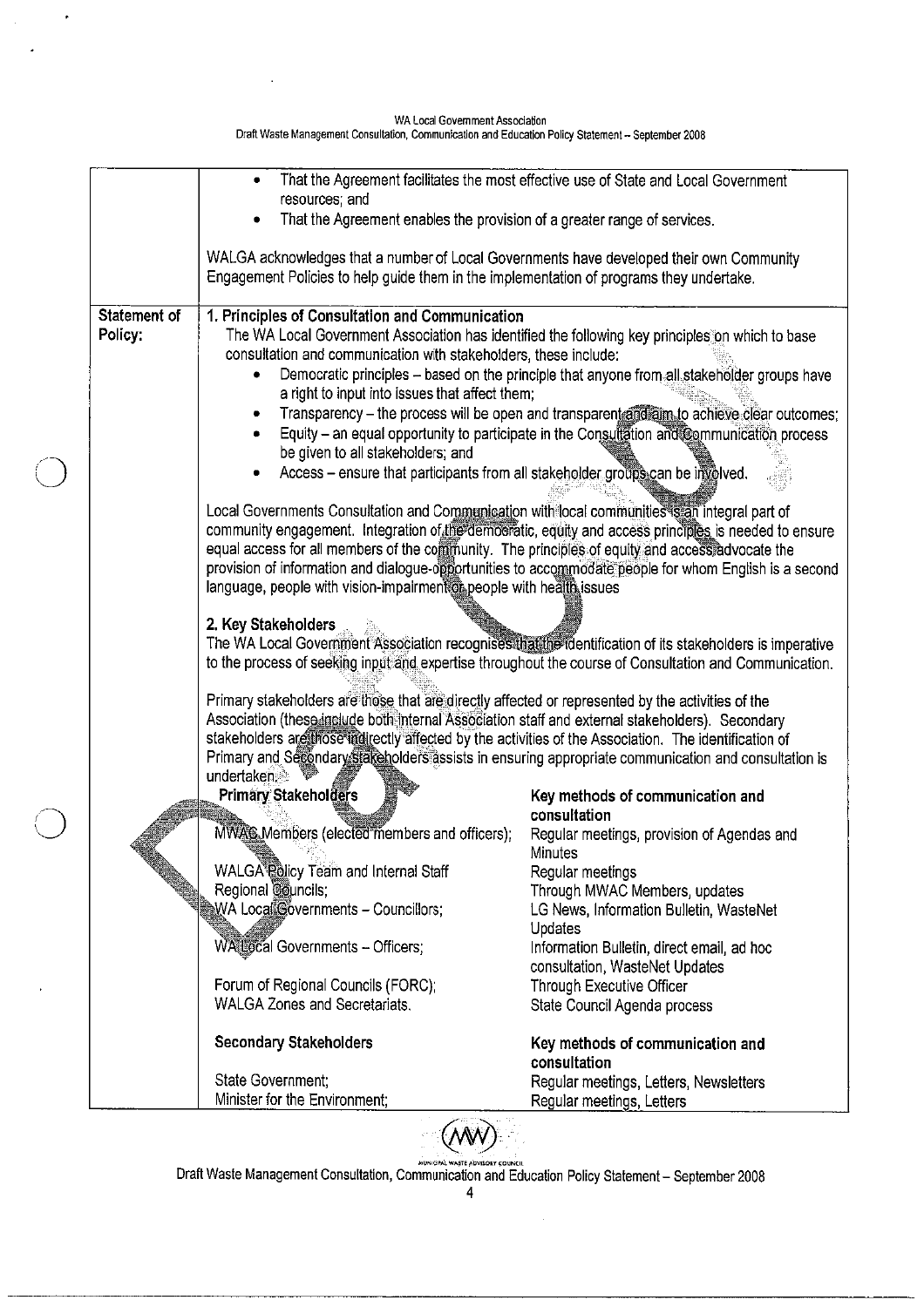- That the Agreement facilitates the most effective use of State and Local Government resources; and
- That the Agreement enables the provision of a greater range of services.

WALGA acknowledges that a number of Local Governments have developed their own Community Engagement Policies to help guide them in the implementation of programs they undertake.

**Statement of Policy:**

**1. Principles of Consultation and Communication**

The WA Local Government Association has identified the following key principles on which to base consultation and communication with stakeholders, these include:

- Democratic principles – based on the principle that anyone from all stakeholder groups have a right to input into issues that affect them;
- Transparency – the process will be open and transparent and aim to achieve clear outcomes;
- Equity – an equal opportunity to participate in the Consultation and Communication process be given to all stakeholders; and
- Access – ensure that participants from all stakeholder groups can be involved.

Local Governments Consultation and Communication with local communities is an integral part of community engagement. Integration of the democratic, equity and access principles is needed to ensure equal access for all members of the community. The principles of equity and access advocate the provision of information and dialogue-opportunities to accommodate people for whom English is a second language, people with vision-impairment or people with health issues

**2. Key Stakeholders**

The WA Local Government Association recognises that the identification of its stakeholders is imperative to the process of seeking input and expertise throughout the course of Consultation and Communication.

Primary stakeholders are those that are directly affected or represented by the activities of the Association (these include both internal Association staff and external stakeholders). Secondary stakeholders are those indirectly affected by the activities of the Association. The identification of Primary and Secondary stakeholders assists in ensuring appropriate communication and consultation is undertaken.

| **Primary Stakeholders** | **Key methods of communication and consultation** |
|---|---|
| MWAC Members (elected members and officers); | Regular meetings, provision of Agendas and Minutes |
| WALGA Policy Team and Internal Staff | Regular meetings |
| Regional Councils; | Through MWAC Members, updates |
| WA Local Governments – Councillors; | LG News, Information Bulletin, WasteNet Updates |
| WA Local Governments – Officers; | Information Bulletin, direct email, ad hoc consultation, WasteNet Updates |
| Forum of Regional Councils (FORC); | Through Executive Officer |
| WALGA Zones and Secretariats. | State Council Agenda process |

| **Secondary Stakeholders** | **Key methods of communication and consultation** |
|---|---|
| State Government; | Regular meetings, Letters, Newsletters |
| Minister for the Environment; | Regular meetings, Letters |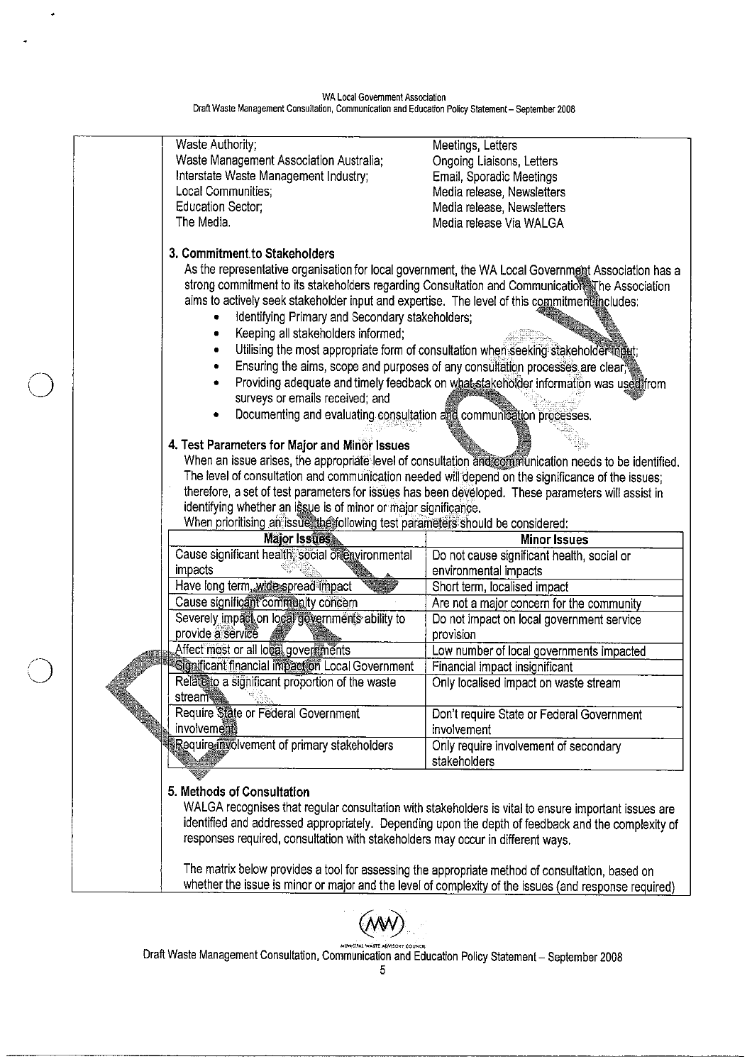| | |
|---|---|
| Waste Authority; | Meetings, Letters |
| Waste Management Association Australia; | Ongoing Liaisons, Letters |
| Interstate Waste Management Industry; | Email, Sporadic Meetings |
| Local Communities; | Media release, Newsletters |
| Education Sector; | Media release, Newsletters |
| The Media. | Media release Via WALGA |

### 3. Commitment to Stakeholders

As the representative organisation for local government, the WA Local Government Association has a strong commitment to its stakeholders regarding Consultation and Communication. The Association aims to actively seek stakeholder input and expertise. The level of this commitment includes:

- Identifying Primary and Secondary stakeholders;
- Keeping all stakeholders informed;
- Utilising the most appropriate form of consultation when seeking stakeholder input;
- Ensuring the aims, scope and purposes of any consultation processes are clear;
- Providing adequate and timely feedback on what stakeholder information was used from surveys or emails received; and
- Documenting and evaluating consultation and communication processes.

### 4. Test Parameters for Major and Minor Issues

When an issue arises, the appropriate level of consultation and communication needs to be identified. The level of consultation and communication needed will depend on the significance of the issues; therefore, a set of test parameters for issues has been developed. These parameters will assist in identifying whether an issue is of minor or major significance.

When prioritising an issue, the following test parameters should be considered:

| Major Issues | Minor Issues |
|---|---|
| Cause significant health, social or environmental impacts | Do not cause significant health, social or environmental impacts |
| Have long term, wide-spread impact | Short term, localised impact |
| Cause significant community concern | Are not a major concern for the community |
| Severely impact on local governments ability to provide a service | Do not impact on local government service provision |
| Affect most or all local governments | Low number of local governments impacted |
| Significant financial impact on Local Government | Financial impact insignificant |
| Relate to a significant proportion of the waste stream | Only localised impact on waste stream |
| Require State or Federal Government involvement | Don't require State or Federal Government involvement |
| Require involvement of primary stakeholders | Only require involvement of secondary stakeholders |

### 5. Methods of Consultation

WALGA recognises that regular consultation with stakeholders is vital to ensure important issues are identified and addressed appropriately. Depending upon the depth of feedback and the complexity of responses required, consultation with stakeholders may occur in different ways.

The matrix below provides a tool for assessing the appropriate method of consultation, based on whether the issue is minor or major and the level of complexity of the issues (and response required)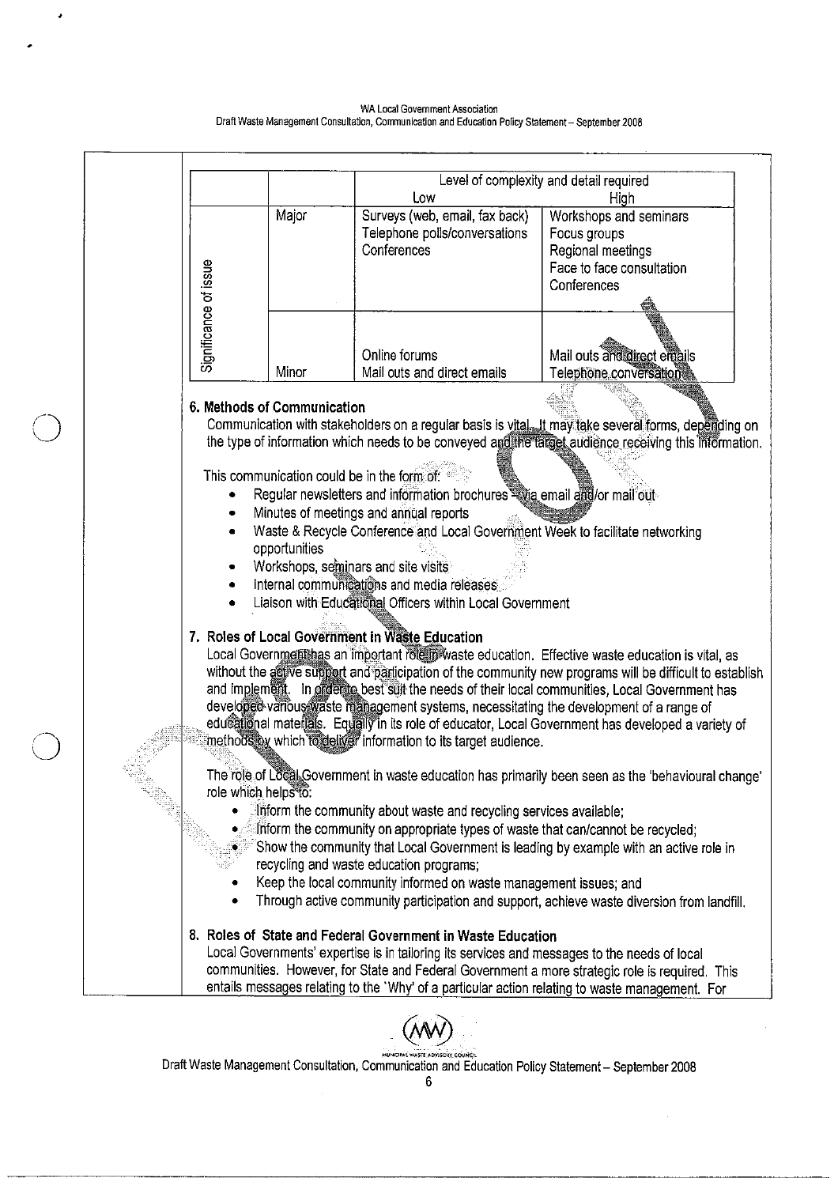| | | Level of complexity and detail required | |
|---|---|---|---|
| | | Low | High |
| Significance of issue | Major | Surveys (web, email, fax back)<br>Telephone polls/conversations<br>Conferences | Workshops and seminars<br>Focus groups<br>Regional meetings<br>Face to face consultation<br>Conferences |
| | Minor | Online forums<br>Mail outs and direct emails | Mail outs and direct emails<br>Telephone conversations |

## 6. Methods of Communication

Communication with stakeholders on a regular basis is vital. It may take several forms, depending on the type of information which needs to be conveyed and the target audience receiving this information.

This communication could be in the form of:

- Regular newsletters and information brochures – via email and/or mail out
- Minutes of meetings and annual reports
- Waste & Recycle Conference and Local Government Week to facilitate networking opportunities
- Workshops, seminars and site visits
- Internal communications and media releases
- Liaison with Educational Officers within Local Government

## 7. Roles of Local Government in Waste Education

Local Government has an important role in waste education. Effective waste education is vital, as without the active support and participation of the community new programs will be difficult to establish and implement. In order to best suit the needs of their local communities, Local Government has developed various waste management systems, necessitating the development of a range of educational materials. Equally in its role of educator, Local Government has developed a variety of methods by which to deliver information to its target audience.

The role of Local Government in waste education has primarily been seen as the 'behavioural change' role which helps to:

- Inform the community about waste and recycling services available;
- Inform the community on appropriate types of waste that can/cannot be recycled;
- Show the community that Local Government is leading by example with an active role in recycling and waste education programs;
- Keep the local community informed on waste management issues; and
- Through active community participation and support, achieve waste diversion from landfill.

## 8. Roles of State and Federal Government in Waste Education

Local Governments' expertise is in tailoring its services and messages to the needs of local communities. However, for State and Federal Government a more strategic role is required. This entails messages relating to the 'Why' of a particular action relating to waste management. For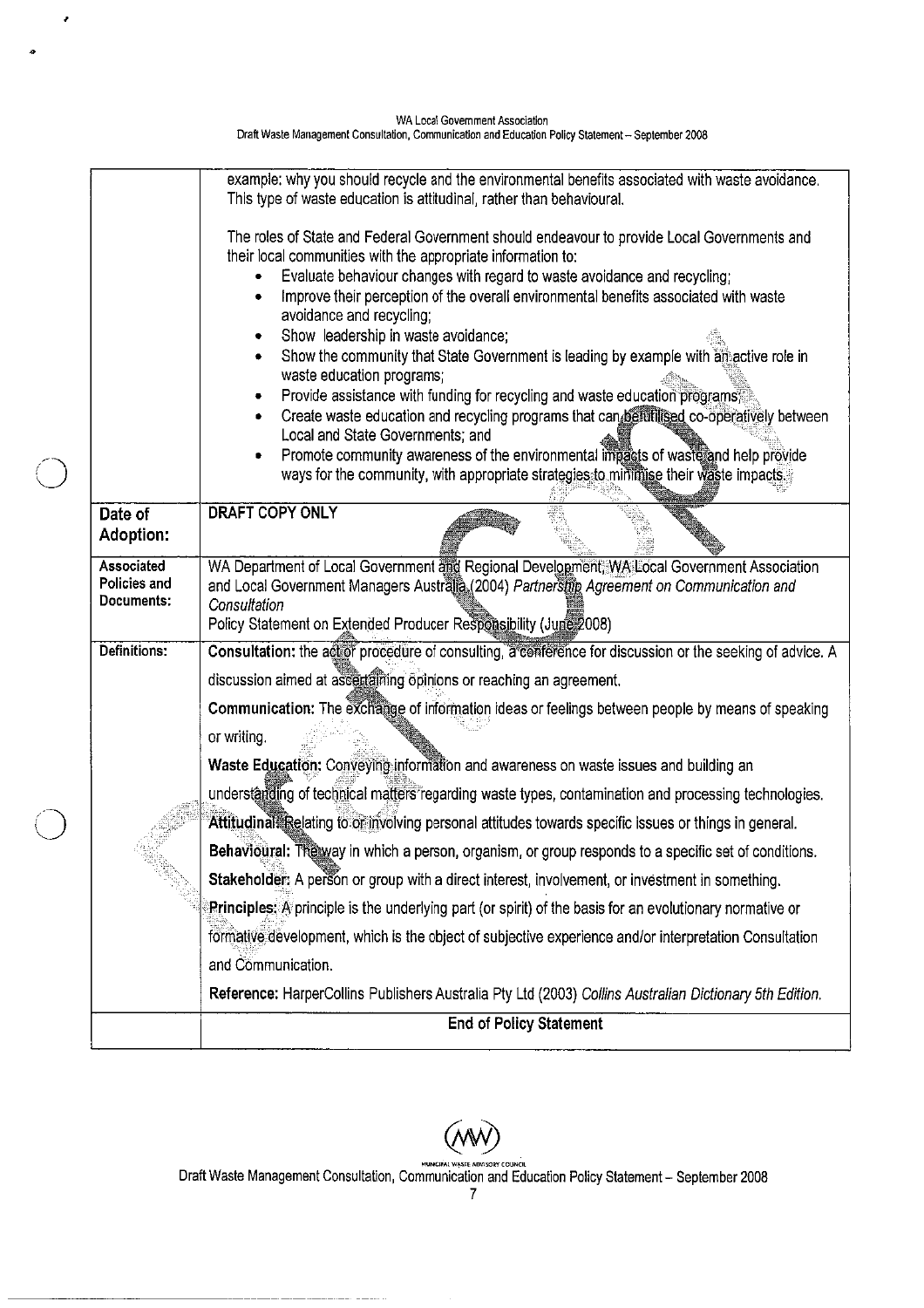|  |  |
|---|---|
|  | example: why you should recycle and the environmental benefits associated with waste avoidance. This type of waste education is attitudinal, rather than behavioural.<br><br>The roles of State and Federal Government should endeavour to provide Local Governments and their local communities with the appropriate information to:<br>• Evaluate behaviour changes with regard to waste avoidance and recycling;<br>• Improve their perception of the overall environmental benefits associated with waste avoidance and recycling;<br>• Show leadership in waste avoidance;<br>• Show the community that State Government is leading by example with an active role in waste education programs;<br>• Provide assistance with funding for recycling and waste education programs;<br>• Create waste education and recycling programs that can be utilised co-operatively between Local and State Governments; and<br>• Promote community awareness of the environmental impacts of waste and help provide ways for the community, with appropriate strategies to minimise their waste impacts. |
| **Date of Adoption:** | **DRAFT COPY ONLY** |
| **Associated Policies and Documents:** | WA Department of Local Government and Regional Development, WA Local Government Association and Local Government Managers Australia (2004) *Partnership Agreement on Communication and Consultation*<br>Policy Statement on Extended Producer Responsibility (June 2008) |
| **Definitions:** | **Consultation:** the act or procedure of consulting, a conference for discussion or the seeking of advice. A discussion aimed at ascertaining opinions or reaching an agreement.<br>**Communication:** The exchange of information ideas or feelings between people by means of speaking or writing.<br>**Waste Education:** Conveying information and awareness on waste issues and building an understanding of technical matters regarding waste types, contamination and processing technologies.<br>**Attitudinal:** Relating to or involving personal attitudes towards specific issues or things in general.<br>**Behavioural:** The way in which a person, organism, or group responds to a specific set of conditions.<br>**Stakeholder:** A person or group with a direct interest, involvement, or investment in something.<br>**Principles:** A principle is the underlying part (or spirit) of the basis for an evolutionary normative or formative development, which is the object of subjective experience and/or interpretation Consultation and Communication.<br>**Reference:** HarperCollins Publishers Australia Pty Ltd (2003) *Collins Australian Dictionary 5th Edition.* |
|  | **End of Policy Statement** |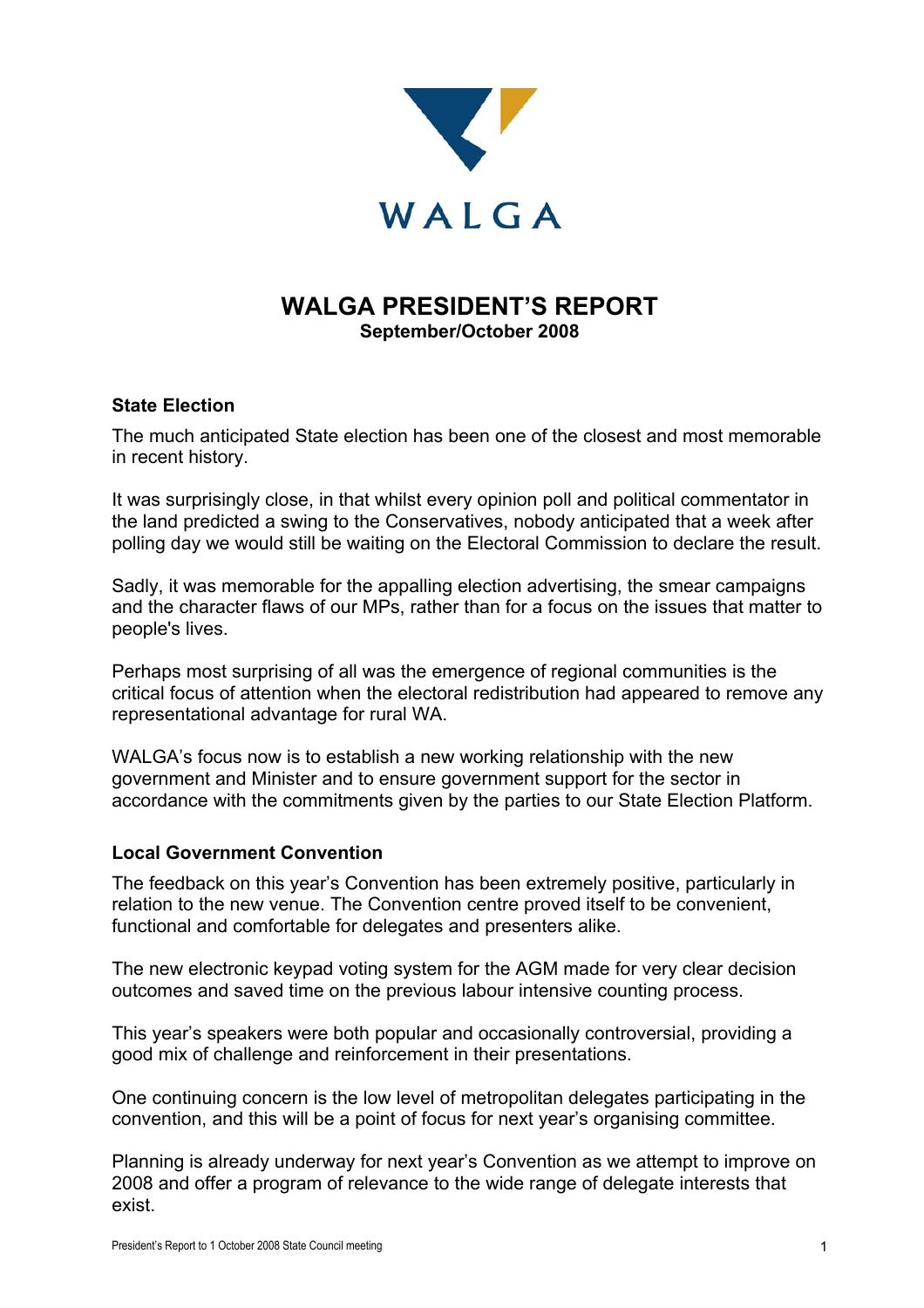WALGA

# WALGA PRESIDENT'S REPORT

**September/October 2008**

## State Election

The much anticipated State election has been one of the closest and most memorable in recent history.

It was surprisingly close, in that whilst every opinion poll and political commentator in the land predicted a swing to the Conservatives, nobody anticipated that a week after polling day we would still be waiting on the Electoral Commission to declare the result.

Sadly, it was memorable for the appalling election advertising, the smear campaigns and the character flaws of our MPs, rather than for a focus on the issues that matter to people's lives.

Perhaps most surprising of all was the emergence of regional communities is the critical focus of attention when the electoral redistribution had appeared to remove any representational advantage for rural WA.

WALGA's focus now is to establish a new working relationship with the new government and Minister and to ensure government support for the sector in accordance with the commitments given by the parties to our State Election Platform.

## Local Government Convention

The feedback on this year's Convention has been extremely positive, particularly in relation to the new venue. The Convention centre proved itself to be convenient, functional and comfortable for delegates and presenters alike.

The new electronic keypad voting system for the AGM made for very clear decision outcomes and saved time on the previous labour intensive counting process.

This year's speakers were both popular and occasionally controversial, providing a good mix of challenge and reinforcement in their presentations.

One continuing concern is the low level of metropolitan delegates participating in the convention, and this will be a point of focus for next year's organising committee.

Planning is already underway for next year's Convention as we attempt to improve on 2008 and offer a program of relevance to the wide range of delegate interests that exist.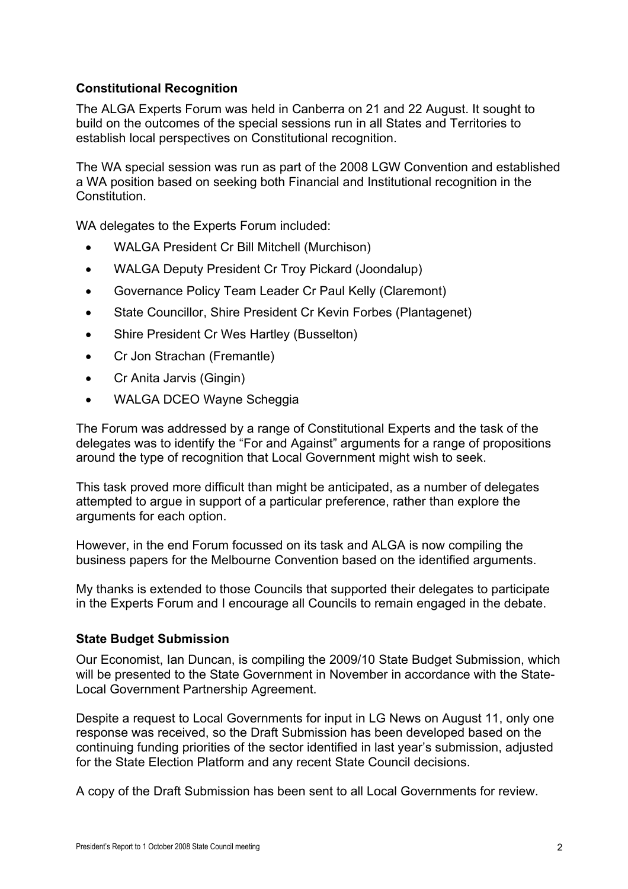## Constitutional Recognition

The ALGA Experts Forum was held in Canberra on 21 and 22 August. It sought to build on the outcomes of the special sessions run in all States and Territories to establish local perspectives on Constitutional recognition.

The WA special session was run as part of the 2008 LGW Convention and established a WA position based on seeking both Financial and Institutional recognition in the Constitution.

WA delegates to the Experts Forum included:

- WALGA President Cr Bill Mitchell (Murchison)
- WALGA Deputy President Cr Troy Pickard (Joondalup)
- Governance Policy Team Leader Cr Paul Kelly (Claremont)
- State Councillor, Shire President Cr Kevin Forbes (Plantagenet)
- Shire President Cr Wes Hartley (Busselton)
- Cr Jon Strachan (Fremantle)
- Cr Anita Jarvis (Gingin)
- WALGA DCEO Wayne Scheggia

The Forum was addressed by a range of Constitutional Experts and the task of the delegates was to identify the "For and Against" arguments for a range of propositions around the type of recognition that Local Government might wish to seek.

This task proved more difficult than might be anticipated, as a number of delegates attempted to argue in support of a particular preference, rather than explore the arguments for each option.

However, in the end Forum focussed on its task and ALGA is now compiling the business papers for the Melbourne Convention based on the identified arguments.

My thanks is extended to those Councils that supported their delegates to participate in the Experts Forum and I encourage all Councils to remain engaged in the debate.

## State Budget Submission

Our Economist, Ian Duncan, is compiling the 2009/10 State Budget Submission, which will be presented to the State Government in November in accordance with the State-Local Government Partnership Agreement.

Despite a request to Local Governments for input in LG News on August 11, only one response was received, so the Draft Submission has been developed based on the continuing funding priorities of the sector identified in last year's submission, adjusted for the State Election Platform and any recent State Council decisions.

A copy of the Draft Submission has been sent to all Local Governments for review.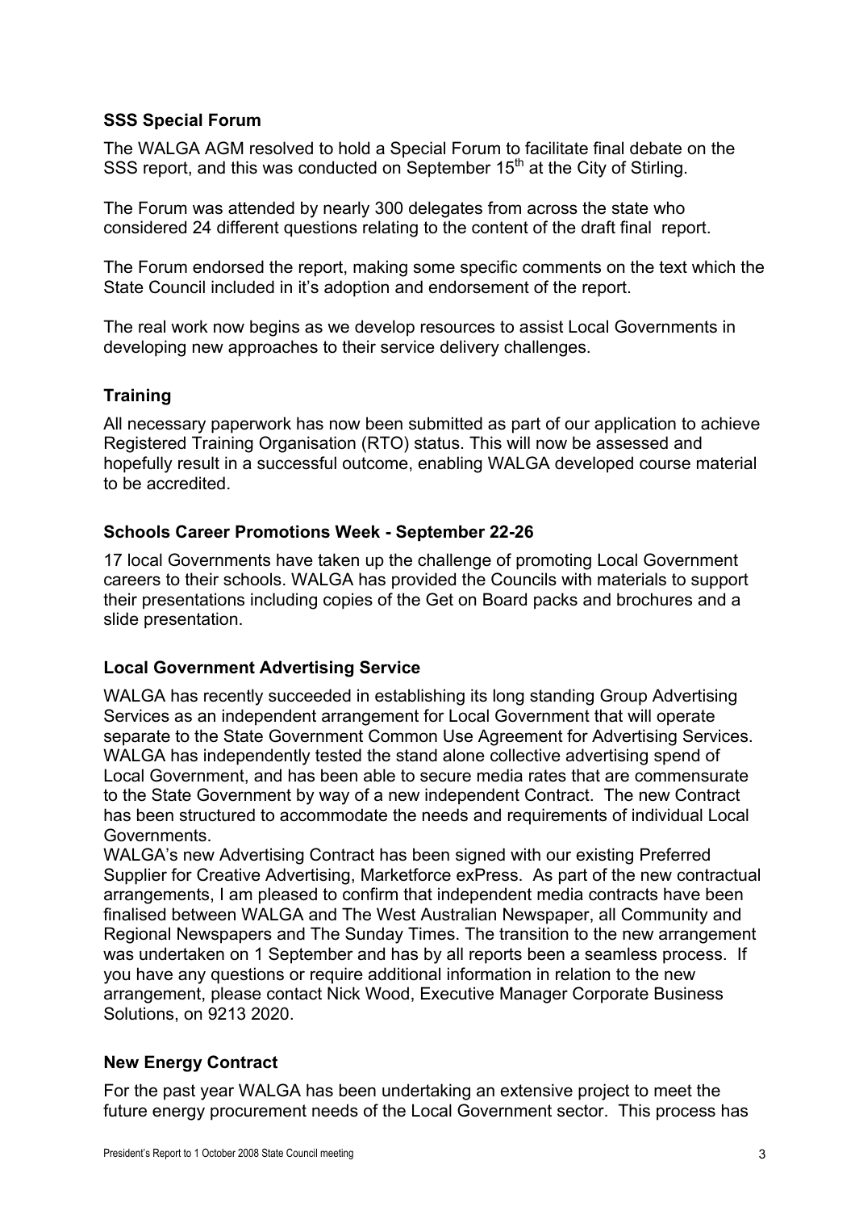### SSS Special Forum

The WALGA AGM resolved to hold a Special Forum to facilitate final debate on the SSS report, and this was conducted on September 15th at the City of Stirling.

The Forum was attended by nearly 300 delegates from across the state who considered 24 different questions relating to the content of the draft final report.

The Forum endorsed the report, making some specific comments on the text which the State Council included in it's adoption and endorsement of the report.

The real work now begins as we develop resources to assist Local Governments in developing new approaches to their service delivery challenges.

### Training

All necessary paperwork has now been submitted as part of our application to achieve Registered Training Organisation (RTO) status. This will now be assessed and hopefully result in a successful outcome, enabling WALGA developed course material to be accredited.

### Schools Career Promotions Week - September 22-26

17 local Governments have taken up the challenge of promoting Local Government careers to their schools. WALGA has provided the Councils with materials to support their presentations including copies of the Get on Board packs and brochures and a slide presentation.

### Local Government Advertising Service

WALGA has recently succeeded in establishing its long standing Group Advertising Services as an independent arrangement for Local Government that will operate separate to the State Government Common Use Agreement for Advertising Services. WALGA has independently tested the stand alone collective advertising spend of Local Government, and has been able to secure media rates that are commensurate to the State Government by way of a new independent Contract. The new Contract has been structured to accommodate the needs and requirements of individual Local Governments.

WALGA's new Advertising Contract has been signed with our existing Preferred Supplier for Creative Advertising, Marketforce exPress. As part of the new contractual arrangements, I am pleased to confirm that independent media contracts have been finalised between WALGA and The West Australian Newspaper, all Community and Regional Newspapers and The Sunday Times. The transition to the new arrangement was undertaken on 1 September and has by all reports been a seamless process. If you have any questions or require additional information in relation to the new arrangement, please contact Nick Wood, Executive Manager Corporate Business Solutions, on 9213 2020.

### New Energy Contract

For the past year WALGA has been undertaking an extensive project to meet the future energy procurement needs of the Local Government sector. This process has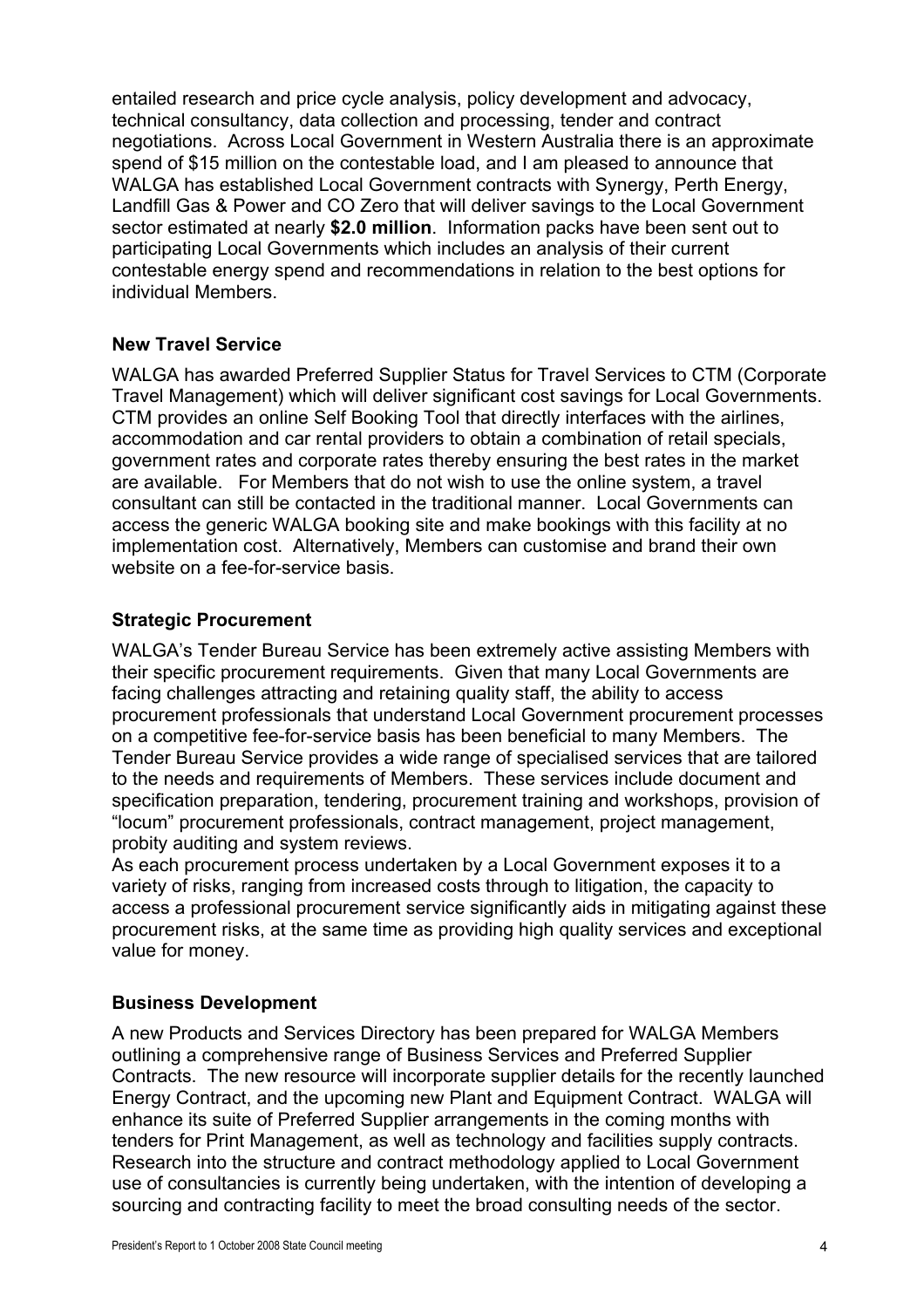entailed research and price cycle analysis, policy development and advocacy, technical consultancy, data collection and processing, tender and contract negotiations. Across Local Government in Western Australia there is an approximate spend of $15 million on the contestable load, and I am pleased to announce that WALGA has established Local Government contracts with Synergy, Perth Energy, Landfill Gas & Power and CO Zero that will deliver savings to the Local Government sector estimated at nearly **$2.0 million**. Information packs have been sent out to participating Local Governments which includes an analysis of their current contestable energy spend and recommendations in relation to the best options for individual Members.

**New Travel Service**

WALGA has awarded Preferred Supplier Status for Travel Services to CTM (Corporate Travel Management) which will deliver significant cost savings for Local Governments. CTM provides an online Self Booking Tool that directly interfaces with the airlines, accommodation and car rental providers to obtain a combination of retail specials, government rates and corporate rates thereby ensuring the best rates in the market are available. For Members that do not wish to use the online system, a travel consultant can still be contacted in the traditional manner. Local Governments can access the generic WALGA booking site and make bookings with this facility at no implementation cost. Alternatively, Members can customise and brand their own website on a fee-for-service basis.

**Strategic Procurement**

WALGA's Tender Bureau Service has been extremely active assisting Members with their specific procurement requirements. Given that many Local Governments are facing challenges attracting and retaining quality staff, the ability to access procurement professionals that understand Local Government procurement processes on a competitive fee-for-service basis has been beneficial to many Members. The Tender Bureau Service provides a wide range of specialised services that are tailored to the needs and requirements of Members. These services include document and specification preparation, tendering, procurement training and workshops, provision of "locum" procurement professionals, contract management, project management, probity auditing and system reviews.

As each procurement process undertaken by a Local Government exposes it to a variety of risks, ranging from increased costs through to litigation, the capacity to access a professional procurement service significantly aids in mitigating against these procurement risks, at the same time as providing high quality services and exceptional value for money.

**Business Development**

A new Products and Services Directory has been prepared for WALGA Members outlining a comprehensive range of Business Services and Preferred Supplier Contracts. The new resource will incorporate supplier details for the recently launched Energy Contract, and the upcoming new Plant and Equipment Contract. WALGA will enhance its suite of Preferred Supplier arrangements in the coming months with tenders for Print Management, as well as technology and facilities supply contracts. Research into the structure and contract methodology applied to Local Government use of consultancies is currently being undertaken, with the intention of developing a sourcing and contracting facility to meet the broad consulting needs of the sector.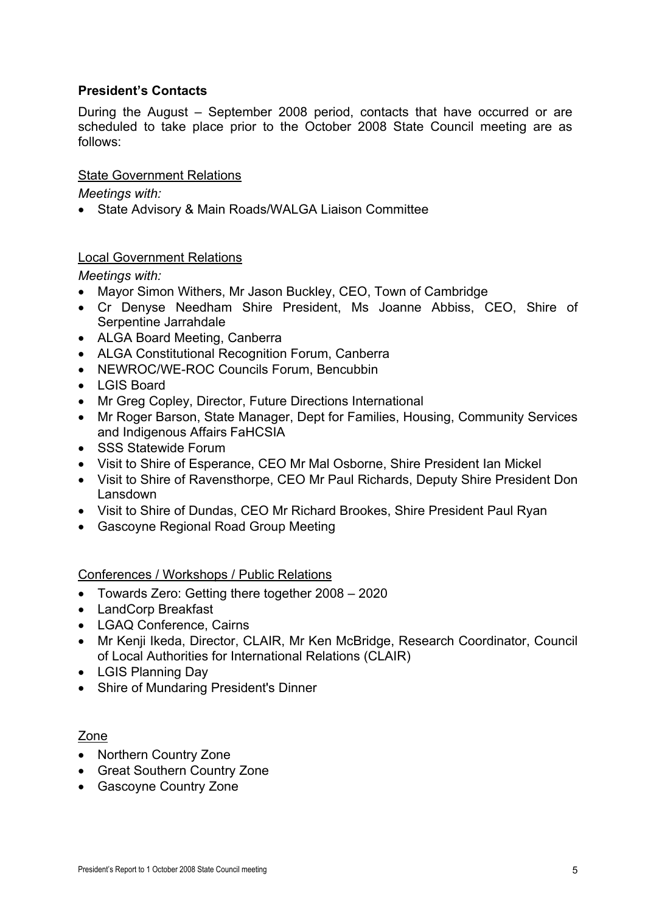### President's Contacts

During the August – September 2008 period, contacts that have occurred or are scheduled to take place prior to the October 2008 State Council meeting are as follows:

State Government Relations

*Meetings with:*

- State Advisory & Main Roads/WALGA Liaison Committee

Local Government Relations

*Meetings with:*

- Mayor Simon Withers, Mr Jason Buckley, CEO, Town of Cambridge
- Cr Denyse Needham Shire President, Ms Joanne Abbiss, CEO, Shire of Serpentine Jarrahdale
- ALGA Board Meeting, Canberra
- ALGA Constitutional Recognition Forum, Canberra
- NEWROC/WE-ROC Councils Forum, Bencubbin
- LGIS Board
- Mr Greg Copley, Director, Future Directions International
- Mr Roger Barson, State Manager, Dept for Families, Housing, Community Services and Indigenous Affairs FaHCSIA
- SSS Statewide Forum
- Visit to Shire of Esperance, CEO Mr Mal Osborne, Shire President Ian Mickel
- Visit to Shire of Ravensthorpe, CEO Mr Paul Richards, Deputy Shire President Don Lansdown
- Visit to Shire of Dundas, CEO Mr Richard Brookes, Shire President Paul Ryan
- Gascoyne Regional Road Group Meeting

Conferences / Workshops / Public Relations

- Towards Zero: Getting there together 2008 – 2020
- LandCorp Breakfast
- LGAQ Conference, Cairns
- Mr Kenji Ikeda, Director, CLAIR, Mr Ken McBridge, Research Coordinator, Council of Local Authorities for International Relations (CLAIR)
- LGIS Planning Day
- Shire of Mundaring President's Dinner

Zone

- Northern Country Zone
- Great Southern Country Zone
- Gascoyne Country Zone